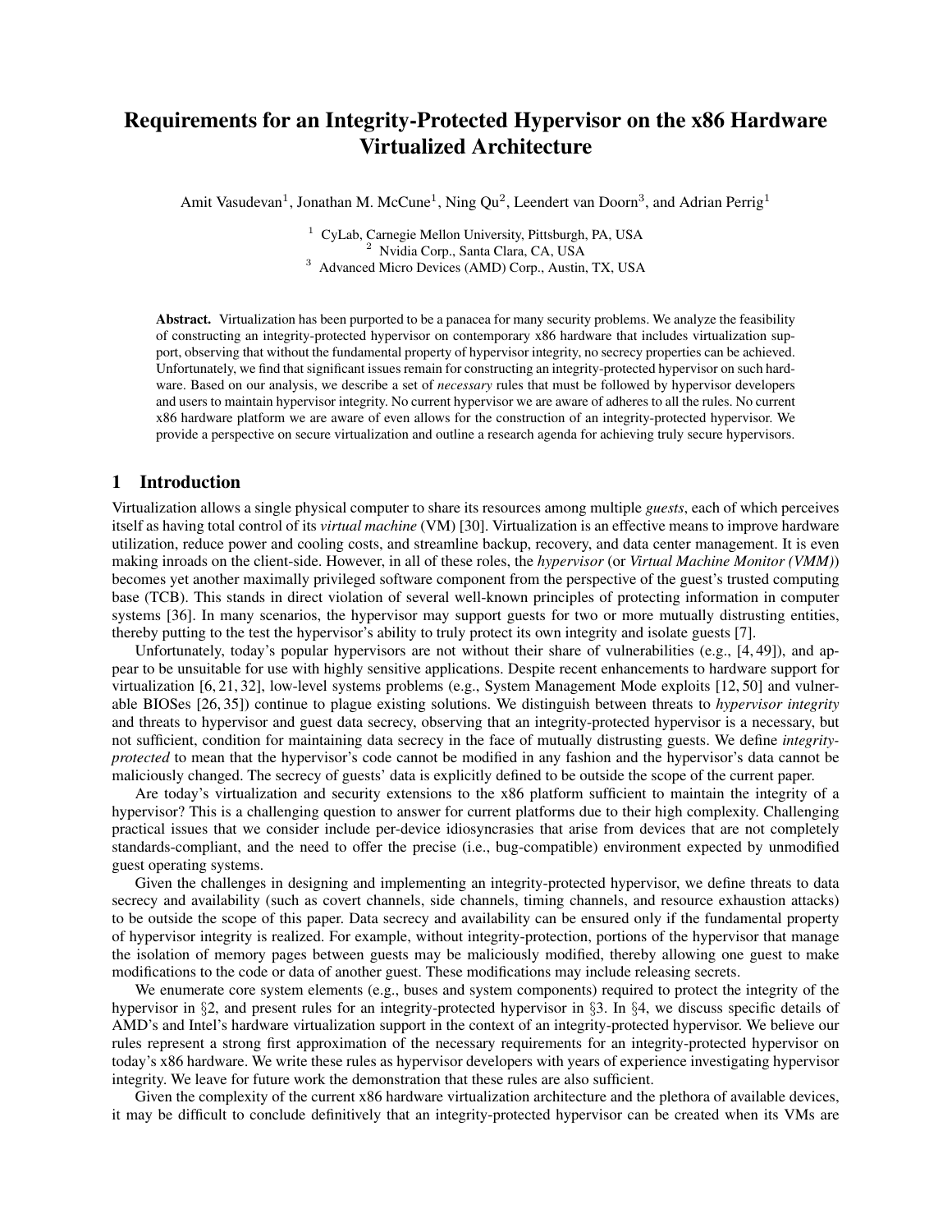# Requirements for an Integrity-Protected Hypervisor on the x86 Hardware Virtualized Architecture

Amit Vasudevan[1], Jonathan M. McCune[1], Ning Qu[2], Leendert van Doorn[3], and Adrian Perrig[1]

[1] CyLab, Carnegie Mellon University, Pittsburgh, PA, USA
[2] Nvidia Corp., Santa Clara, CA, USA
[3] Advanced Micro Devices (AMD) Corp., Austin, TX, USA

**Abstract.** Virtualization has been purported to be a panacea for many security problems. We analyze the feasibility of constructing an integrity-protected hypervisor on contemporary x86 hardware that includes virtualization support, observing that without the fundamental property of hypervisor integrity, no secrecy properties can be achieved. Unfortunately, we find that significant issues remain for constructing an integrity-protected hypervisor on such hardware. Based on our analysis, we describe a set of *necessary* rules that must be followed by hypervisor developers and users to maintain hypervisor integrity. No current hypervisor we are aware of adheres to all the rules. No current x86 hardware platform we are aware of even allows for the construction of an integrity-protected hypervisor. We provide a perspective on secure virtualization and outline a research agenda for achieving truly secure hypervisors.

## 1 Introduction

Virtualization allows a single physical computer to share its resources among multiple *guests*, each of which perceives itself as having total control of its *virtual machine* (VM) [30]. Virtualization is an effective means to improve hardware utilization, reduce power and cooling costs, and streamline backup, recovery, and data center management. It is even making inroads on the client-side. However, in all of these roles, the *hypervisor* (or *Virtual Machine Monitor (VMM)*) becomes yet another maximally privileged software component from the perspective of the guest's trusted computing base (TCB). This stands in direct violation of several well-known principles of protecting information in computer systems [36]. In many scenarios, the hypervisor may support guests for two or more mutually distrusting entities, thereby putting to the test the hypervisor's ability to truly protect its own integrity and isolate guests [7].

Unfortunately, today's popular hypervisors are not without their share of vulnerabilities (e.g., [4, 49]), and appear to be unsuitable for use with highly sensitive applications. Despite recent enhancements to hardware support for virtualization [6, 21, 32], low-level systems problems (e.g., System Management Mode exploits [12, 50] and vulnerable BIOSes [26, 35]) continue to plague existing solutions. We distinguish between threats to *hypervisor integrity* and threats to hypervisor and guest data secrecy, observing that an integrity-protected hypervisor is a necessary, but not sufficient, condition for maintaining data secrecy in the face of mutually distrusting guests. We define *integrity-protected* to mean that the hypervisor's code cannot be modified in any fashion and the hypervisor's data cannot be maliciously changed. The secrecy of guests' data is explicitly defined to be outside the scope of the current paper.

Are today's virtualization and security extensions to the x86 platform sufficient to maintain the integrity of a hypervisor? This is a challenging question to answer for current platforms due to their high complexity. Challenging practical issues that we consider include per-device idiosyncrasies that arise from devices that are not completely standards-compliant, and the need to offer the precise (i.e., bug-compatible) environment expected by unmodified guest operating systems.

Given the challenges in designing and implementing an integrity-protected hypervisor, we define threats to data secrecy and availability (such as covert channels, side channels, timing channels, and resource exhaustion attacks) to be outside the scope of this paper. Data secrecy and availability can be ensured only if the fundamental property of hypervisor integrity is realized. For example, without integrity-protection, portions of the hypervisor that manage the isolation of memory pages between guests may be maliciously modified, thereby allowing one guest to make modifications to the code or data of another guest. These modifications may include releasing secrets.

We enumerate core system elements (e.g., buses and system components) required to protect the integrity of the hypervisor in §2, and present rules for an integrity-protected hypervisor in §3. In §4, we discuss specific details of AMD's and Intel's hardware virtualization support in the context of an integrity-protected hypervisor. We believe our rules represent a strong first approximation of the necessary requirements for an integrity-protected hypervisor on today's x86 hardware. We write these rules as hypervisor developers with years of experience investigating hypervisor integrity. We leave for future work the demonstration that these rules are also sufficient.

Given the complexity of the current x86 hardware virtualization architecture and the plethora of available devices, it may be difficult to conclude definitively that an integrity-protected hypervisor can be created when its VMs are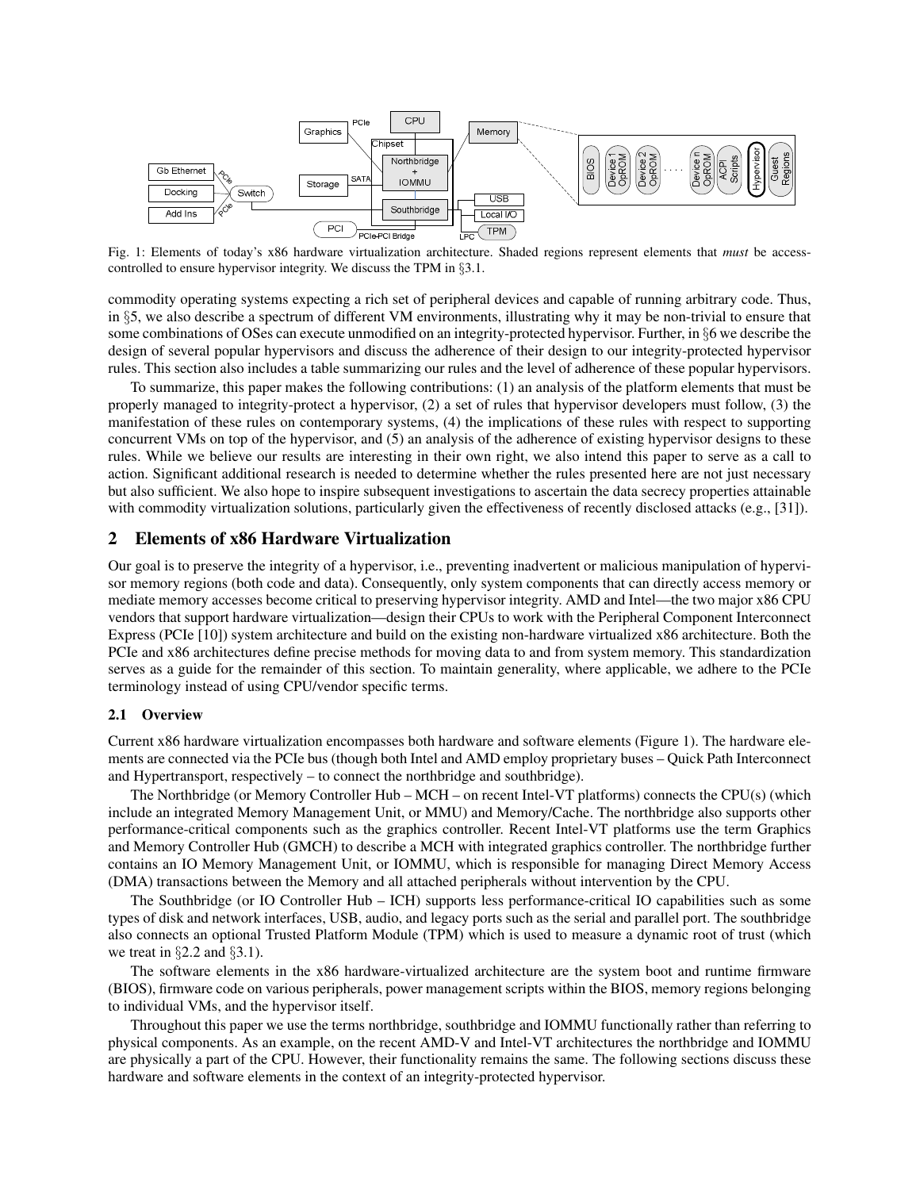Graphics
PCIe
CPU
Memory
Chipset
Northbridge + IOMMU
Gb Ethernet
Docking
Add Ins
PCIe
PCIe
Switch
Storage
SATA
Southbridge
USB
Local I/O
PCI
PCIe-PCI Bridge
LPC
TPM
BIOS
Device 1 OpROM
Device 2 OpROM
. . . .
Device n OpROM
ACPI Scripts
Hypervisor
Guest Regions

Fig. 1: Elements of today's x86 hardware virtualization architecture. Shaded regions represent elements that *must* be access-controlled to ensure hypervisor integrity. We discuss the TPM in §3.1.

commodity operating systems expecting a rich set of peripheral devices and capable of running arbitrary code. Thus, in §5, we also describe a spectrum of different VM environments, illustrating why it may be non-trivial to ensure that some combinations of OSes can execute unmodified on an integrity-protected hypervisor. Further, in §6 we describe the design of several popular hypervisors and discuss the adherence of their design to our integrity-protected hypervisor rules. This section also includes a table summarizing our rules and the level of adherence of these popular hypervisors.

To summarize, this paper makes the following contributions: (1) an analysis of the platform elements that must be properly managed to integrity-protect a hypervisor, (2) a set of rules that hypervisor developers must follow, (3) the manifestation of these rules on contemporary systems, (4) the implications of these rules with respect to supporting concurrent VMs on top of the hypervisor, and (5) an analysis of the adherence of existing hypervisor designs to these rules. While we believe our results are interesting in their own right, we also intend this paper to serve as a call to action. Significant additional research is needed to determine whether the rules presented here are not just necessary but also sufficient. We also hope to inspire subsequent investigations to ascertain the data secrecy properties attainable with commodity virtualization solutions, particularly given the effectiveness of recently disclosed attacks (e.g., [31]).

## 2 Elements of x86 Hardware Virtualization

Our goal is to preserve the integrity of a hypervisor, i.e., preventing inadvertent or malicious manipulation of hypervisor memory regions (both code and data). Consequently, only system components that can directly access memory or mediate memory accesses become critical to preserving hypervisor integrity. AMD and Intel—the two major x86 CPU vendors that support hardware virtualization—design their CPUs to work with the Peripheral Component Interconnect Express (PCIe [10]) system architecture and build on the existing non-hardware virtualized x86 architecture. Both the PCIe and x86 architectures define precise methods for moving data to and from system memory. This standardization serves as a guide for the remainder of this section. To maintain generality, where applicable, we adhere to the PCIe terminology instead of using CPU/vendor specific terms.

### 2.1 Overview

Current x86 hardware virtualization encompasses both hardware and software elements (Figure 1). The hardware elements are connected via the PCIe bus (though both Intel and AMD employ proprietary buses – Quick Path Interconnect and Hypertransport, respectively – to connect the northbridge and southbridge).

The Northbridge (or Memory Controller Hub – MCH – on recent Intel-VT platforms) connects the CPU(s) (which include an integrated Memory Management Unit, or MMU) and Memory/Cache. The northbridge also supports other performance-critical components such as the graphics controller. Recent Intel-VT platforms use the term Graphics and Memory Controller Hub (GMCH) to describe a MCH with integrated graphics controller. The northbridge further contains an IO Memory Management Unit, or IOMMU, which is responsible for managing Direct Memory Access (DMA) transactions between the Memory and all attached peripherals without intervention by the CPU.

The Southbridge (or IO Controller Hub – ICH) supports less performance-critical IO capabilities such as some types of disk and network interfaces, USB, audio, and legacy ports such as the serial and parallel port. The southbridge also connects an optional Trusted Platform Module (TPM) which is used to measure a dynamic root of trust (which we treat in §2.2 and §3.1).

The software elements in the x86 hardware-virtualized architecture are the system boot and runtime firmware (BIOS), firmware code on various peripherals, power management scripts within the BIOS, memory regions belonging to individual VMs, and the hypervisor itself.

Throughout this paper we use the terms northbridge, southbridge and IOMMU functionally rather than referring to physical components. As an example, on the recent AMD-V and Intel-VT architectures the northbridge and IOMMU are physically a part of the CPU. However, their functionality remains the same. The following sections discuss these hardware and software elements in the context of an integrity-protected hypervisor.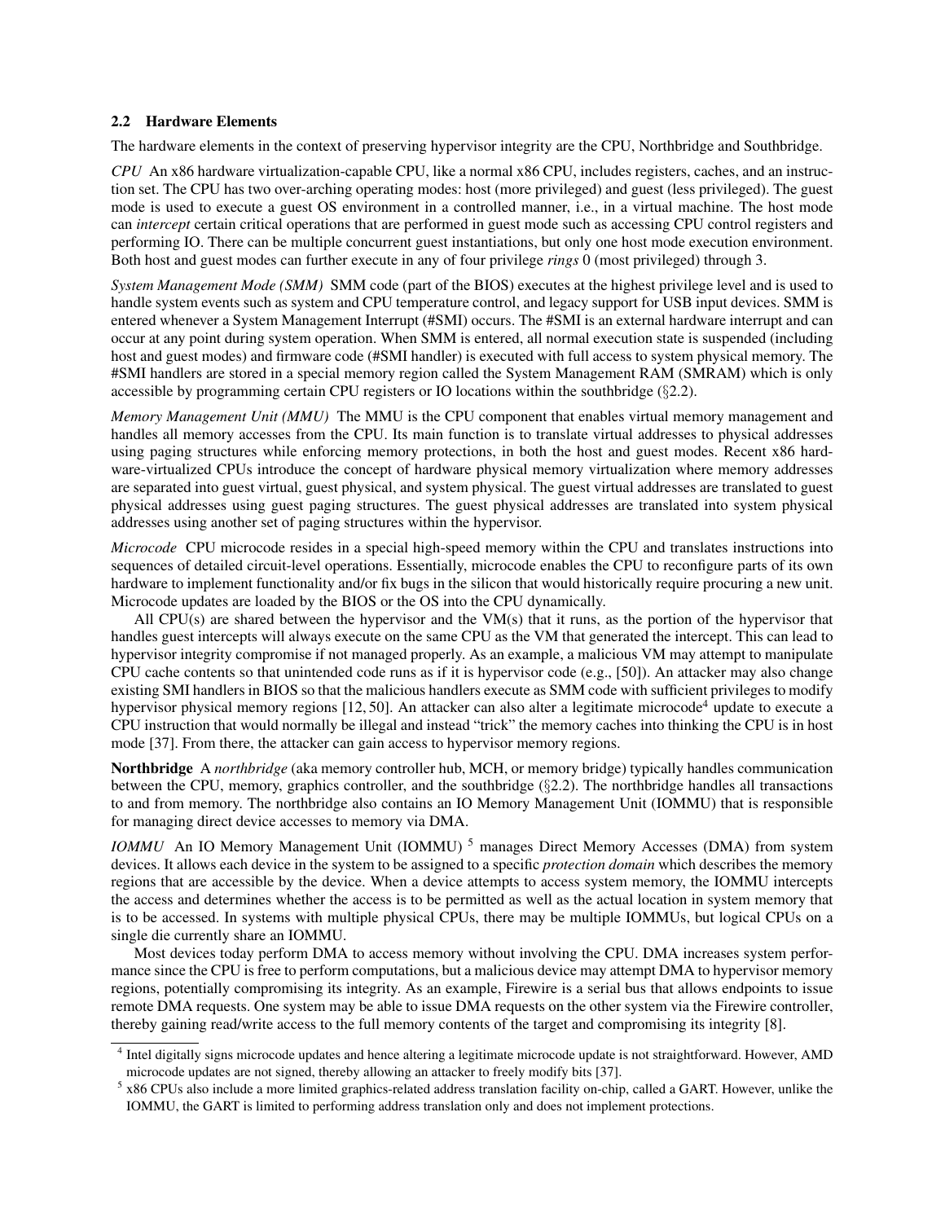### 2.2 Hardware Elements

The hardware elements in the context of preserving hypervisor integrity are the CPU, Northbridge and Southbridge.

*CPU* An x86 hardware virtualization-capable CPU, like a normal x86 CPU, includes registers, caches, and an instruction set. The CPU has two over-arching operating modes: host (more privileged) and guest (less privileged). The guest mode is used to execute a guest OS environment in a controlled manner, i.e., in a virtual machine. The host mode can *intercept* certain critical operations that are performed in guest mode such as accessing CPU control registers and performing IO. There can be multiple concurrent guest instantiations, but only one host mode execution environment. Both host and guest modes can further execute in any of four privilege *rings* 0 (most privileged) through 3.

*System Management Mode (SMM)* SMM code (part of the BIOS) executes at the highest privilege level and is used to handle system events such as system and CPU temperature control, and legacy support for USB input devices. SMM is entered whenever a System Management Interrupt (#SMI) occurs. The #SMI is an external hardware interrupt and can occur at any point during system operation. When SMM is entered, all normal execution state is suspended (including host and guest modes) and firmware code (#SMI handler) is executed with full access to system physical memory. The #SMI handlers are stored in a special memory region called the System Management RAM (SMRAM) which is only accessible by programming certain CPU registers or IO locations within the southbridge (§2.2).

*Memory Management Unit (MMU)* The MMU is the CPU component that enables virtual memory management and handles all memory accesses from the CPU. Its main function is to translate virtual addresses to physical addresses using paging structures while enforcing memory protections, in both the host and guest modes. Recent x86 hardware-virtualized CPUs introduce the concept of hardware physical memory virtualization where memory addresses are separated into guest virtual, guest physical, and system physical. The guest virtual addresses are translated to guest physical addresses using guest paging structures. The guest physical addresses are translated into system physical addresses using another set of paging structures within the hypervisor.

*Microcode* CPU microcode resides in a special high-speed memory within the CPU and translates instructions into sequences of detailed circuit-level operations. Essentially, microcode enables the CPU to reconfigure parts of its own hardware to implement functionality and/or fix bugs in the silicon that would historically require procuring a new unit. Microcode updates are loaded by the BIOS or the OS into the CPU dynamically.

All CPU(s) are shared between the hypervisor and the VM(s) that it runs, as the portion of the hypervisor that handles guest intercepts will always execute on the same CPU as the VM that generated the intercept. This can lead to hypervisor integrity compromise if not managed properly. As an example, a malicious VM may attempt to manipulate CPU cache contents so that unintended code runs as if it is hypervisor code (e.g., [50]). An attacker may also change existing SMI handlers in BIOS so that the malicious handlers execute as SMM code with sufficient privileges to modify hypervisor physical memory regions [12, 50]. An attacker can also alter a legitimate microcode[4] update to execute a CPU instruction that would normally be illegal and instead "trick" the memory caches into thinking the CPU is in host mode [37]. From there, the attacker can gain access to hypervisor memory regions.

**Northbridge** A *northbridge* (aka memory controller hub, MCH, or memory bridge) typically handles communication between the CPU, memory, graphics controller, and the southbridge (§2.2). The northbridge handles all transactions to and from memory. The northbridge also contains an IO Memory Management Unit (IOMMU) that is responsible for managing direct device accesses to memory via DMA.

*IOMMU* An IO Memory Management Unit (IOMMU) [5] manages Direct Memory Accesses (DMA) from system devices. It allows each device in the system to be assigned to a specific *protection domain* which describes the memory regions that are accessible by the device. When a device attempts to access system memory, the IOMMU intercepts the access and determines whether the access is to be permitted as well as the actual location in system memory that is to be accessed. In systems with multiple physical CPUs, there may be multiple IOMMUs, but logical CPUs on a single die currently share an IOMMU.

Most devices today perform DMA to access memory without involving the CPU. DMA increases system performance since the CPU is free to perform computations, but a malicious device may attempt DMA to hypervisor memory regions, potentially compromising its integrity. As an example, Firewire is a serial bus that allows endpoints to issue remote DMA requests. One system may be able to issue DMA requests on the other system via the Firewire controller, thereby gaining read/write access to the full memory contents of the target and compromising its integrity [8].

[4] Intel digitally signs microcode updates and hence altering a legitimate microcode update is not straightforward. However, AMD microcode updates are not signed, thereby allowing an attacker to freely modify bits [37].

[5] x86 CPUs also include a more limited graphics-related address translation facility on-chip, called a GART. However, unlike the IOMMU, the GART is limited to performing address translation only and does not implement protections.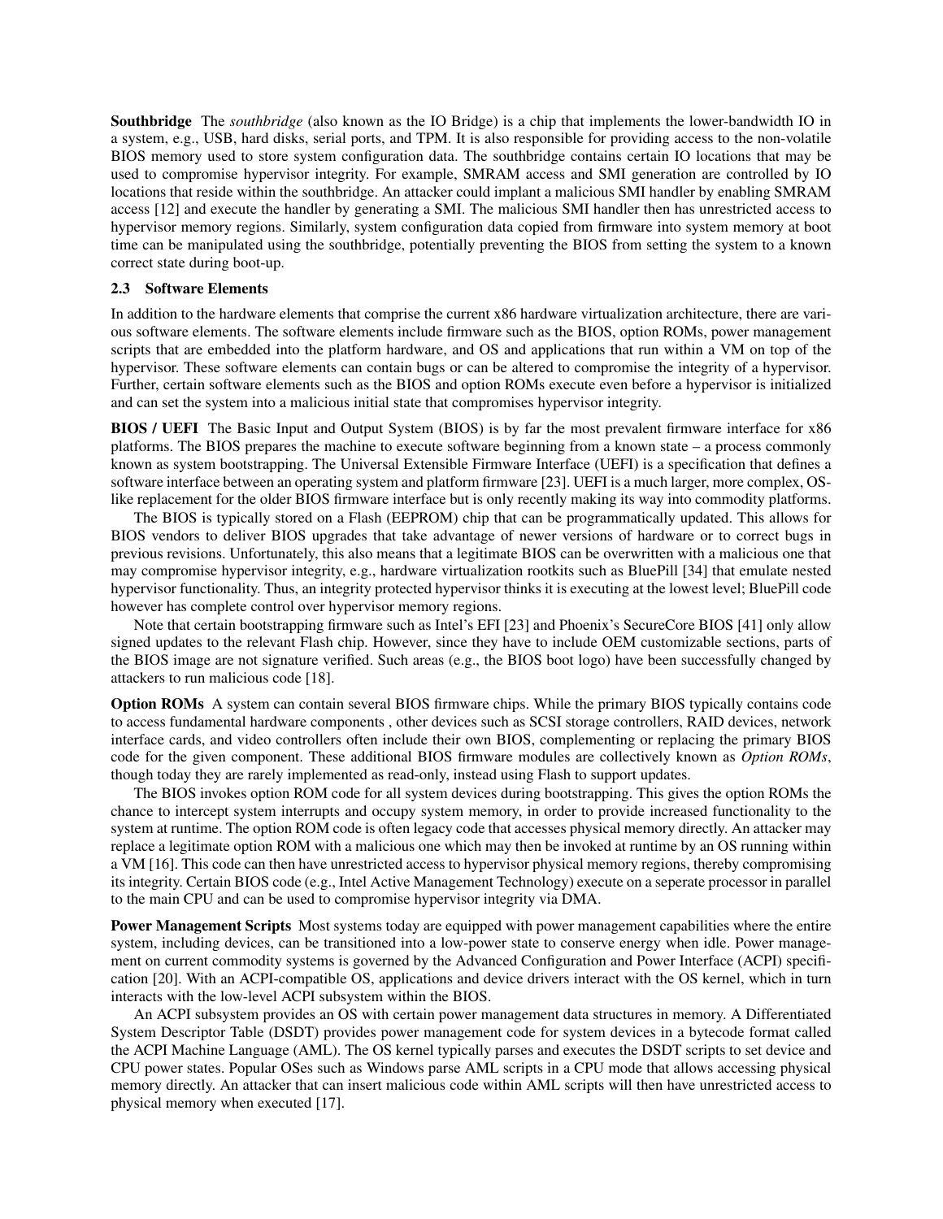**Southbridge** The *southbridge* (also known as the IO Bridge) is a chip that implements the lower-bandwidth IO in a system, e.g., USB, hard disks, serial ports, and TPM. It is also responsible for providing access to the non-volatile BIOS memory used to store system configuration data. The southbridge contains certain IO locations that may be used to compromise hypervisor integrity. For example, SMRAM access and SMI generation are controlled by IO locations that reside within the southbridge. An attacker could implant a malicious SMI handler by enabling SMRAM access [12] and execute the handler by generating a SMI. The malicious SMI handler then has unrestricted access to hypervisor memory regions. Similarly, system configuration data copied from firmware into system memory at boot time can be manipulated using the southbridge, potentially preventing the BIOS from setting the system to a known correct state during boot-up.

### 2.3 Software Elements

In addition to the hardware elements that comprise the current x86 hardware virtualization architecture, there are various software elements. The software elements include firmware such as the BIOS, option ROMs, power management scripts that are embedded into the platform hardware, and OS and applications that run within a VM on top of the hypervisor. These software elements can contain bugs or can be altered to compromise the integrity of a hypervisor. Further, certain software elements such as the BIOS and option ROMs execute even before a hypervisor is initialized and can set the system into a malicious initial state that compromises hypervisor integrity.

**BIOS / UEFI** The Basic Input and Output System (BIOS) is by far the most prevalent firmware interface for x86 platforms. The BIOS prepares the machine to execute software beginning from a known state – a process commonly known as system bootstrapping. The Universal Extensible Firmware Interface (UEFI) is a specification that defines a software interface between an operating system and platform firmware [23]. UEFI is a much larger, more complex, OS-like replacement for the older BIOS firmware interface but is only recently making its way into commodity platforms.

The BIOS is typically stored on a Flash (EEPROM) chip that can be programmatically updated. This allows for BIOS vendors to deliver BIOS upgrades that take advantage of newer versions of hardware or to correct bugs in previous revisions. Unfortunately, this also means that a legitimate BIOS can be overwritten with a malicious one that may compromise hypervisor integrity, e.g., hardware virtualization rootkits such as BluePill [34] that emulate nested hypervisor functionality. Thus, an integrity protected hypervisor thinks it is executing at the lowest level; BluePill code however has complete control over hypervisor memory regions.

Note that certain bootstrapping firmware such as Intel's EFI [23] and Phoenix's SecureCore BIOS [41] only allow signed updates to the relevant Flash chip. However, since they have to include OEM customizable sections, parts of the BIOS image are not signature verified. Such areas (e.g., the BIOS boot logo) have been successfully changed by attackers to run malicious code [18].

**Option ROMs** A system can contain several BIOS firmware chips. While the primary BIOS typically contains code to access fundamental hardware components , other devices such as SCSI storage controllers, RAID devices, network interface cards, and video controllers often include their own BIOS, complementing or replacing the primary BIOS code for the given component. These additional BIOS firmware modules are collectively known as *Option ROMs*, though today they are rarely implemented as read-only, instead using Flash to support updates.

The BIOS invokes option ROM code for all system devices during bootstrapping. This gives the option ROMs the chance to intercept system interrupts and occupy system memory, in order to provide increased functionality to the system at runtime. The option ROM code is often legacy code that accesses physical memory directly. An attacker may replace a legitimate option ROM with a malicious one which may then be invoked at runtime by an OS running within a VM [16]. This code can then have unrestricted access to hypervisor physical memory regions, thereby compromising its integrity. Certain BIOS code (e.g., Intel Active Management Technology) execute on a seperate processor in parallel to the main CPU and can be used to compromise hypervisor integrity via DMA.

**Power Management Scripts** Most systems today are equipped with power management capabilities where the entire system, including devices, can be transitioned into a low-power state to conserve energy when idle. Power management on current commodity systems is governed by the Advanced Configuration and Power Interface (ACPI) specification [20]. With an ACPI-compatible OS, applications and device drivers interact with the OS kernel, which in turn interacts with the low-level ACPI subsystem within the BIOS.

An ACPI subsystem provides an OS with certain power management data structures in memory. A Differentiated System Descriptor Table (DSDT) provides power management code for system devices in a bytecode format called the ACPI Machine Language (AML). The OS kernel typically parses and executes the DSDT scripts to set device and CPU power states. Popular OSes such as Windows parse AML scripts in a CPU mode that allows accessing physical memory directly. An attacker that can insert malicious code within AML scripts will then have unrestricted access to physical memory when executed [17].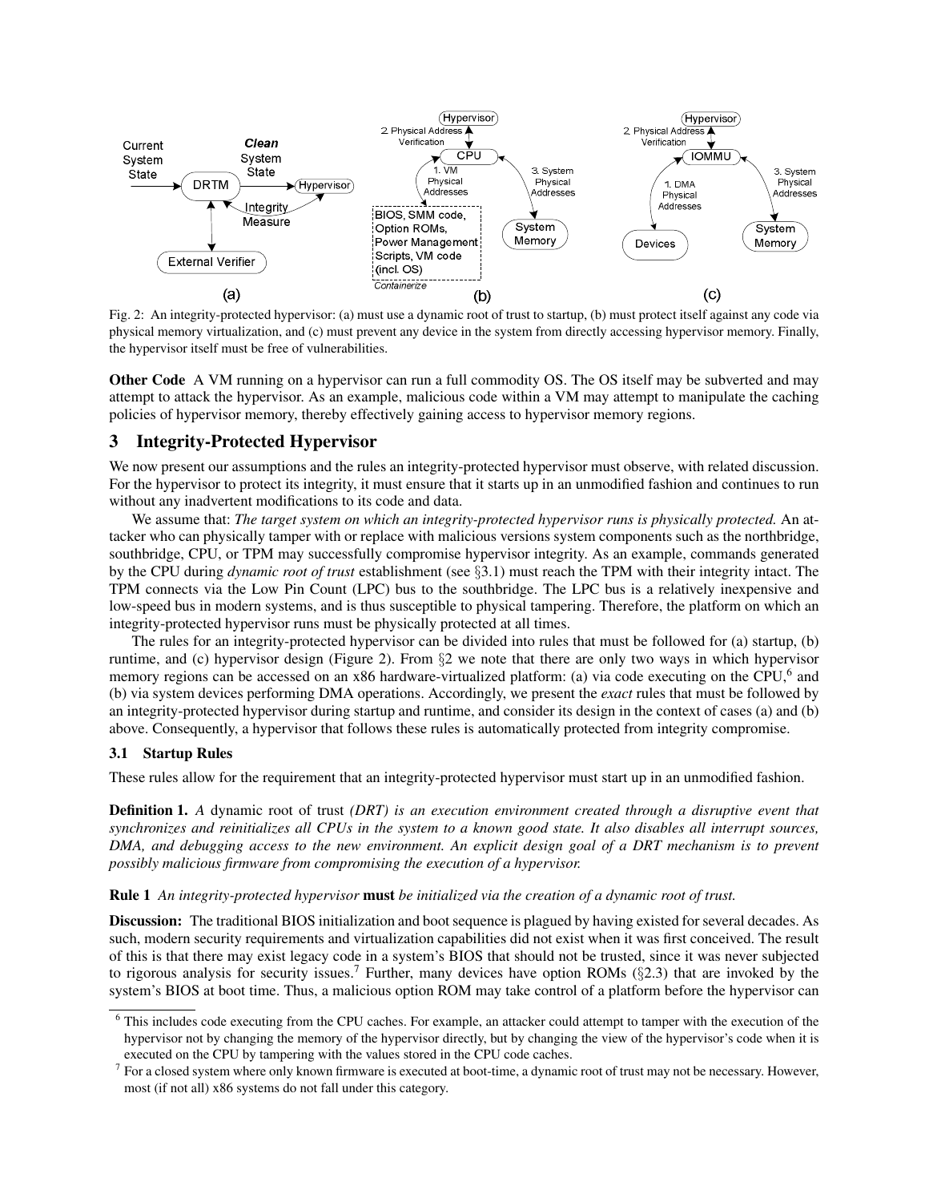Current System State

*Clean* System State

DRTM

Hypervisor

Integrity Measure

External Verifier

(a)

Hypervisor

2. Physical Address Verification

CPU

1. VM Physical Addresses

3. System Physical Addresses

BIOS, SMM code, Option ROMs, Power Management Scripts, VM code (incl. OS)

*Containerize*

System Memory

(b)

Hypervisor

2. Physical Address Verification

IOMMU

1. DMA Physical Addresses

3. System Physical Addresses

Devices

System Memory

(c)

Fig. 2: An integrity-protected hypervisor: (a) must use a dynamic root of trust to startup, (b) must protect itself against any code via physical memory virtualization, and (c) must prevent any device in the system from directly accessing hypervisor memory. Finally, the hypervisor itself must be free of vulnerabilities.

**Other Code** A VM running on a hypervisor can run a full commodity OS. The OS itself may be subverted and may attempt to attack the hypervisor. As an example, malicious code within a VM may attempt to manipulate the caching policies of hypervisor memory, thereby effectively gaining access to hypervisor memory regions.

## 3 Integrity-Protected Hypervisor

We now present our assumptions and the rules an integrity-protected hypervisor must observe, with related discussion. For the hypervisor to protect its integrity, it must ensure that it starts up in an unmodified fashion and continues to run without any inadvertent modifications to its code and data.

We assume that: *The target system on which an integrity-protected hypervisor runs is physically protected.* An attacker who can physically tamper with or replace with malicious versions system components such as the northbridge, southbridge, CPU, or TPM may successfully compromise hypervisor integrity. As an example, commands generated by the CPU during *dynamic root of trust* establishment (see §3.1) must reach the TPM with their integrity intact. The TPM connects via the Low Pin Count (LPC) bus to the southbridge. The LPC bus is a relatively inexpensive and low-speed bus in modern systems, and is thus susceptible to physical tampering. Therefore, the platform on which an integrity-protected hypervisor runs must be physically protected at all times.

The rules for an integrity-protected hypervisor can be divided into rules that must be followed for (a) startup, (b) runtime, and (c) hypervisor design (Figure 2). From §2 we note that there are only two ways in which hypervisor memory regions can be accessed on an x86 hardware-virtualized platform: (a) via code executing on the CPU,[6] and (b) via system devices performing DMA operations. Accordingly, we present the *exact* rules that must be followed by an integrity-protected hypervisor during startup and runtime, and consider its design in the context of cases (a) and (b) above. Consequently, a hypervisor that follows these rules is automatically protected from integrity compromise.

### 3.1 Startup Rules

These rules allow for the requirement that an integrity-protected hypervisor must start up in an unmodified fashion.

**Definition 1.** *A* dynamic root of trust *(DRT) is an execution environment created through a disruptive event that synchronizes and reinitializes all CPUs in the system to a known good state. It also disables all interrupt sources, DMA, and debugging access to the new environment. An explicit design goal of a DRT mechanism is to prevent possibly malicious firmware from compromising the execution of a hypervisor.*

**Rule 1** *An integrity-protected hypervisor* **must** *be initialized via the creation of a dynamic root of trust.*

**Discussion:** The traditional BIOS initialization and boot sequence is plagued by having existed for several decades. As such, modern security requirements and virtualization capabilities did not exist when it was first conceived. The result of this is that there may exist legacy code in a system's BIOS that should not be trusted, since it was never subjected to rigorous analysis for security issues.[7] Further, many devices have option ROMs (§2.3) that are invoked by the system's BIOS at boot time. Thus, a malicious option ROM may take control of a platform before the hypervisor can

[6] This includes code executing from the CPU caches. For example, an attacker could attempt to tamper with the execution of the hypervisor not by changing the memory of the hypervisor directly, but by changing the view of the hypervisor's code when it is executed on the CPU by tampering with the values stored in the CPU code caches.

[7] For a closed system where only known firmware is executed at boot-time, a dynamic root of trust may not be necessary. However, most (if not all) x86 systems do not fall under this category.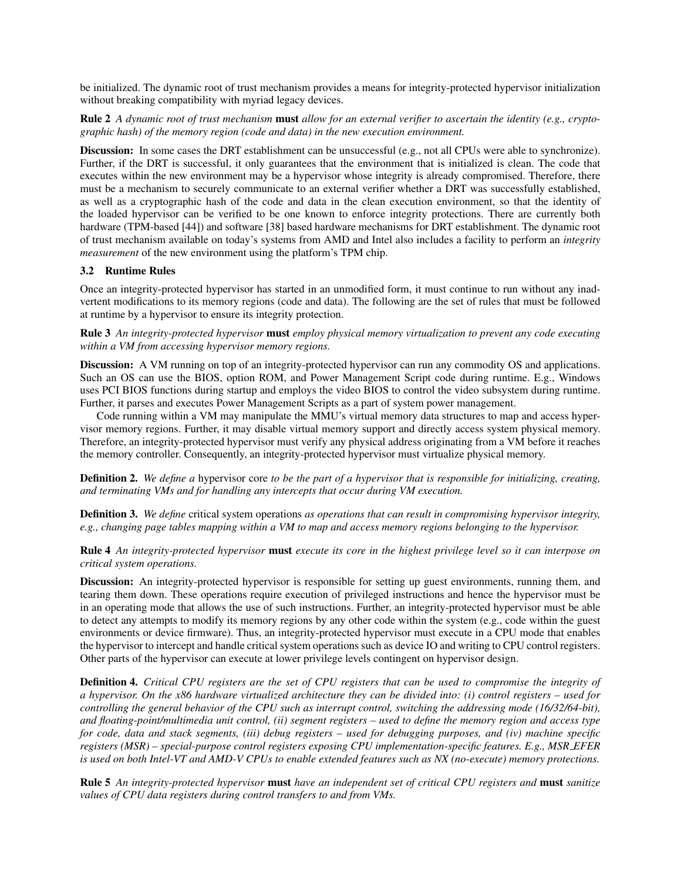be initialized. The dynamic root of trust mechanism provides a means for integrity-protected hypervisor initialization without breaking compatibility with myriad legacy devices.

**Rule 2** *A dynamic root of trust mechanism* **must** *allow for an external verifier to ascertain the identity (e.g., cryptographic hash) of the memory region (code and data) in the new execution environment.*

**Discussion:** In some cases the DRT establishment can be unsuccessful (e.g., not all CPUs were able to synchronize). Further, if the DRT is successful, it only guarantees that the environment that is initialized is clean. The code that executes within the new environment may be a hypervisor whose integrity is already compromised. Therefore, there must be a mechanism to securely communicate to an external verifier whether a DRT was successfully established, as well as a cryptographic hash of the code and data in the clean execution environment, so that the identity of the loaded hypervisor can be verified to be one known to enforce integrity protections. There are currently both hardware (TPM-based [44]) and software [38] based hardware mechanisms for DRT establishment. The dynamic root of trust mechanism available on today's systems from AMD and Intel also includes a facility to perform an *integrity measurement* of the new environment using the platform's TPM chip.

### 3.2 Runtime Rules

Once an integrity-protected hypervisor has started in an unmodified form, it must continue to run without any inadvertent modifications to its memory regions (code and data). The following are the set of rules that must be followed at runtime by a hypervisor to ensure its integrity protection.

**Rule 3** *An integrity-protected hypervisor* **must** *employ physical memory virtualization to prevent any code executing within a VM from accessing hypervisor memory regions.*

**Discussion:** A VM running on top of an integrity-protected hypervisor can run any commodity OS and applications. Such an OS can use the BIOS, option ROM, and Power Management Script code during runtime. E.g., Windows uses PCI BIOS functions during startup and employs the video BIOS to control the video subsystem during runtime. Further, it parses and executes Power Management Scripts as a part of system power management.

Code running within a VM may manipulate the MMU's virtual memory data structures to map and access hypervisor memory regions. Further, it may disable virtual memory support and directly access system physical memory. Therefore, an integrity-protected hypervisor must verify any physical address originating from a VM before it reaches the memory controller. Consequently, an integrity-protected hypervisor must virtualize physical memory.

**Definition 2.** *We define a* hypervisor core *to be the part of a hypervisor that is responsible for initializing, creating, and terminating VMs and for handling any intercepts that occur during VM execution.*

**Definition 3.** *We define* critical system operations *as operations that can result in compromising hypervisor integrity, e.g., changing page tables mapping within a VM to map and access memory regions belonging to the hypervisor.*

**Rule 4** *An integrity-protected hypervisor* **must** *execute its core in the highest privilege level so it can interpose on critical system operations.*

**Discussion:** An integrity-protected hypervisor is responsible for setting up guest environments, running them, and tearing them down. These operations require execution of privileged instructions and hence the hypervisor must be in an operating mode that allows the use of such instructions. Further, an integrity-protected hypervisor must be able to detect any attempts to modify its memory regions by any other code within the system (e.g., code within the guest environments or device firmware). Thus, an integrity-protected hypervisor must execute in a CPU mode that enables the hypervisor to intercept and handle critical system operations such as device IO and writing to CPU control registers. Other parts of the hypervisor can execute at lower privilege levels contingent on hypervisor design.

**Definition 4.** *Critical CPU registers are the set of CPU registers that can be used to compromise the integrity of a hypervisor. On the x86 hardware virtualized architecture they can be divided into: (i) control registers – used for controlling the general behavior of the CPU such as interrupt control, switching the addressing mode (16/32/64-bit), and floating-point/multimedia unit control, (ii) segment registers – used to define the memory region and access type for code, data and stack segments, (iii) debug registers – used for debugging purposes, and (iv) machine specific registers (MSR) – special-purpose control registers exposing CPU implementation-specific features. E.g., MSR_EFER is used on both Intel-VT and AMD-V CPUs to enable extended features such as NX (no-execute) memory protections.*

**Rule 5** *An integrity-protected hypervisor* **must** *have an independent set of critical CPU registers and* **must** *sanitize values of CPU data registers during control transfers to and from VMs.*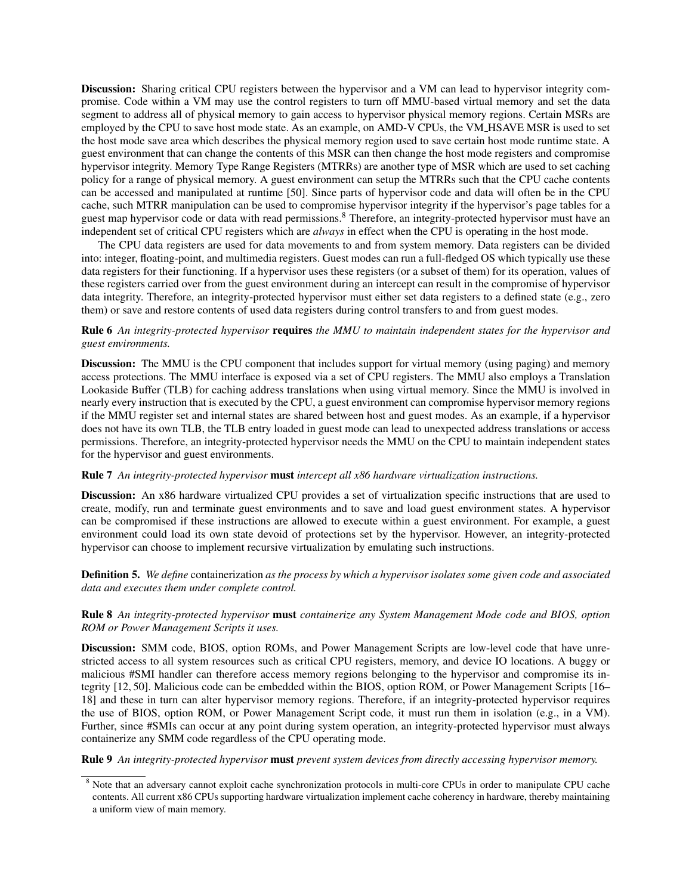**Discussion:** Sharing critical CPU registers between the hypervisor and a VM can lead to hypervisor integrity compromise. Code within a VM may use the control registers to turn off MMU-based virtual memory and set the data segment to address all of physical memory to gain access to hypervisor physical memory regions. Certain MSRs are employed by the CPU to save host mode state. As an example, on AMD-V CPUs, the VM_HSAVE MSR is used to set the host mode save area which describes the physical memory region used to save certain host mode runtime state. A guest environment that can change the contents of this MSR can then change the host mode registers and compromise hypervisor integrity. Memory Type Range Registers (MTRRs) are another type of MSR which are used to set caching policy for a range of physical memory. A guest environment can setup the MTRRs such that the CPU cache contents can be accessed and manipulated at runtime [50]. Since parts of hypervisor code and data will often be in the CPU cache, such MTRR manipulation can be used to compromise hypervisor integrity if the hypervisor's page tables for a guest map hypervisor code or data with read permissions.[8] Therefore, an integrity-protected hypervisor must have an independent set of critical CPU registers which are *always* in effect when the CPU is operating in the host mode.

The CPU data registers are used for data movements to and from system memory. Data registers can be divided into: integer, floating-point, and multimedia registers. Guest modes can run a full-fledged OS which typically use these data registers for their functioning. If a hypervisor uses these registers (or a subset of them) for its operation, values of these registers carried over from the guest environment during an intercept can result in the compromise of hypervisor data integrity. Therefore, an integrity-protected hypervisor must either set data registers to a defined state (e.g., zero them) or save and restore contents of used data registers during control transfers to and from guest modes.

**Rule 6** *An integrity-protected hypervisor* **requires** *the MMU to maintain independent states for the hypervisor and guest environments.*

**Discussion:** The MMU is the CPU component that includes support for virtual memory (using paging) and memory access protections. The MMU interface is exposed via a set of CPU registers. The MMU also employs a Translation Lookaside Buffer (TLB) for caching address translations when using virtual memory. Since the MMU is involved in nearly every instruction that is executed by the CPU, a guest environment can compromise hypervisor memory regions if the MMU register set and internal states are shared between host and guest modes. As an example, if a hypervisor does not have its own TLB, the TLB entry loaded in guest mode can lead to unexpected address translations or access permissions. Therefore, an integrity-protected hypervisor needs the MMU on the CPU to maintain independent states for the hypervisor and guest environments.

**Rule 7** *An integrity-protected hypervisor* **must** *intercept all x86 hardware virtualization instructions.*

**Discussion:** An x86 hardware virtualized CPU provides a set of virtualization specific instructions that are used to create, modify, run and terminate guest environments and to save and load guest environment states. A hypervisor can be compromised if these instructions are allowed to execute within a guest environment. For example, a guest environment could load its own state devoid of protections set by the hypervisor. However, an integrity-protected hypervisor can choose to implement recursive virtualization by emulating such instructions.

**Definition 5.** *We define* containerization *as the process by which a hypervisor isolates some given code and associated data and executes them under complete control.*

**Rule 8** *An integrity-protected hypervisor* **must** *containerize any System Management Mode code and BIOS, option ROM or Power Management Scripts it uses.*

**Discussion:** SMM code, BIOS, option ROMs, and Power Management Scripts are low-level code that have unrestricted access to all system resources such as critical CPU registers, memory, and device IO locations. A buggy or malicious #SMI handler can therefore access memory regions belonging to the hypervisor and compromise its integrity [12, 50]. Malicious code can be embedded within the BIOS, option ROM, or Power Management Scripts [16–18] and these in turn can alter hypervisor memory regions. Therefore, if an integrity-protected hypervisor requires the use of BIOS, option ROM, or Power Management Script code, it must run them in isolation (e.g., in a VM). Further, since #SMIs can occur at any point during system operation, an integrity-protected hypervisor must always containerize any SMM code regardless of the CPU operating mode.

**Rule 9** *An integrity-protected hypervisor* **must** *prevent system devices from directly accessing hypervisor memory.*

[8] Note that an adversary cannot exploit cache synchronization protocols in multi-core CPUs in order to manipulate CPU cache contents. All current x86 CPUs supporting hardware virtualization implement cache coherency in hardware, thereby maintaining a uniform view of main memory.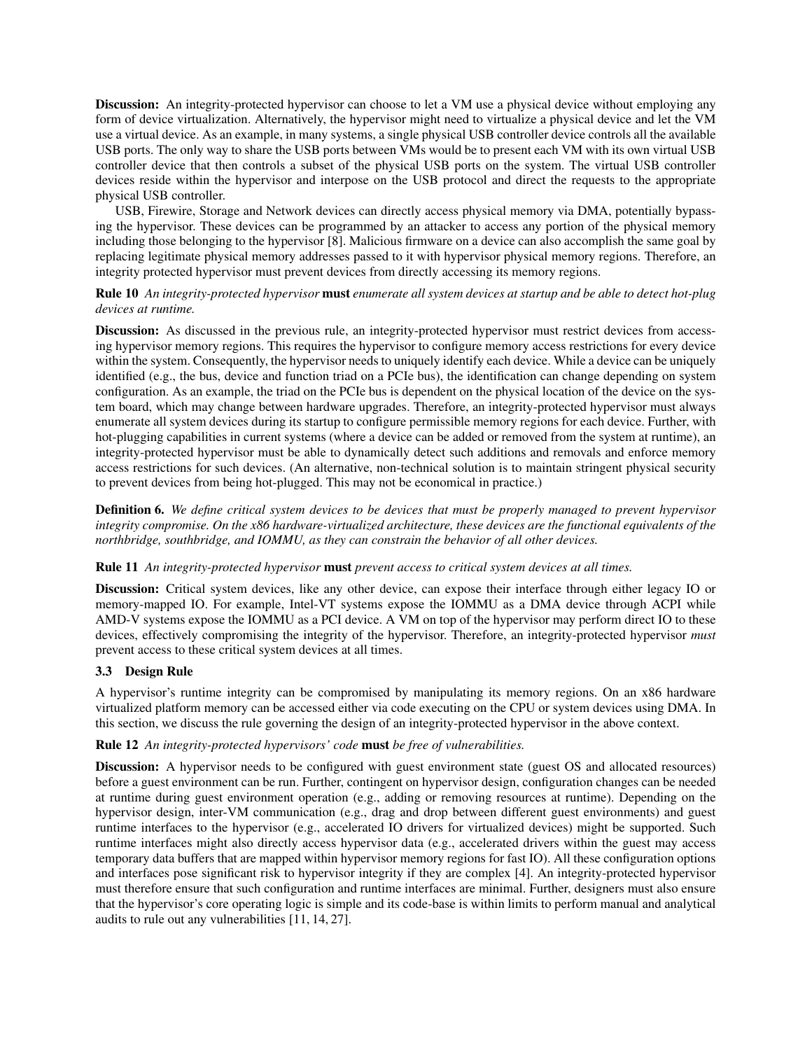**Discussion:** An integrity-protected hypervisor can choose to let a VM use a physical device without employing any form of device virtualization. Alternatively, the hypervisor might need to virtualize a physical device and let the VM use a virtual device. As an example, in many systems, a single physical USB controller device controls all the available USB ports. The only way to share the USB ports between VMs would be to present each VM with its own virtual USB controller device that then controls a subset of the physical USB ports on the system. The virtual USB controller devices reside within the hypervisor and interpose on the USB protocol and direct the requests to the appropriate physical USB controller.

USB, Firewire, Storage and Network devices can directly access physical memory via DMA, potentially bypassing the hypervisor. These devices can be programmed by an attacker to access any portion of the physical memory including those belonging to the hypervisor [8]. Malicious firmware on a device can also accomplish the same goal by replacing legitimate physical memory addresses passed to it with hypervisor physical memory regions. Therefore, an integrity protected hypervisor must prevent devices from directly accessing its memory regions.

**Rule 10** *An integrity-protected hypervisor* **must** *enumerate all system devices at startup and be able to detect hot-plug devices at runtime.*

**Discussion:** As discussed in the previous rule, an integrity-protected hypervisor must restrict devices from accessing hypervisor memory regions. This requires the hypervisor to configure memory access restrictions for every device within the system. Consequently, the hypervisor needs to uniquely identify each device. While a device can be uniquely identified (e.g., the bus, device and function triad on a PCIe bus), the identification can change depending on system configuration. As an example, the triad on the PCIe bus is dependent on the physical location of the device on the system board, which may change between hardware upgrades. Therefore, an integrity-protected hypervisor must always enumerate all system devices during its startup to configure permissible memory regions for each device. Further, with hot-plugging capabilities in current systems (where a device can be added or removed from the system at runtime), an integrity-protected hypervisor must be able to dynamically detect such additions and removals and enforce memory access restrictions for such devices. (An alternative, non-technical solution is to maintain stringent physical security to prevent devices from being hot-plugged. This may not be economical in practice.)

**Definition 6.** *We define critical system devices to be devices that must be properly managed to prevent hypervisor integrity compromise. On the x86 hardware-virtualized architecture, these devices are the functional equivalents of the northbridge, southbridge, and IOMMU, as they can constrain the behavior of all other devices.*

**Rule 11** *An integrity-protected hypervisor* **must** *prevent access to critical system devices at all times.*

**Discussion:** Critical system devices, like any other device, can expose their interface through either legacy IO or memory-mapped IO. For example, Intel-VT systems expose the IOMMU as a DMA device through ACPI while AMD-V systems expose the IOMMU as a PCI device. A VM on top of the hypervisor may perform direct IO to these devices, effectively compromising the integrity of the hypervisor. Therefore, an integrity-protected hypervisor *must* prevent access to these critical system devices at all times.

### 3.3 Design Rule

A hypervisor's runtime integrity can be compromised by manipulating its memory regions. On an x86 hardware virtualized platform memory can be accessed either via code executing on the CPU or system devices using DMA. In this section, we discuss the rule governing the design of an integrity-protected hypervisor in the above context.

**Rule 12** *An integrity-protected hypervisors' code* **must** *be free of vulnerabilities.*

**Discussion:** A hypervisor needs to be configured with guest environment state (guest OS and allocated resources) before a guest environment can be run. Further, contingent on hypervisor design, configuration changes can be needed at runtime during guest environment operation (e.g., adding or removing resources at runtime). Depending on the hypervisor design, inter-VM communication (e.g., drag and drop between different guest environments) and guest runtime interfaces to the hypervisor (e.g., accelerated IO drivers for virtualized devices) might be supported. Such runtime interfaces might also directly access hypervisor data (e.g., accelerated drivers within the guest may access temporary data buffers that are mapped within hypervisor memory regions for fast IO). All these configuration options and interfaces pose significant risk to hypervisor integrity if they are complex [4]. An integrity-protected hypervisor must therefore ensure that such configuration and runtime interfaces are minimal. Further, designers must also ensure that the hypervisor's core operating logic is simple and its code-base is within limits to perform manual and analytical audits to rule out any vulnerabilities [11, 14, 27].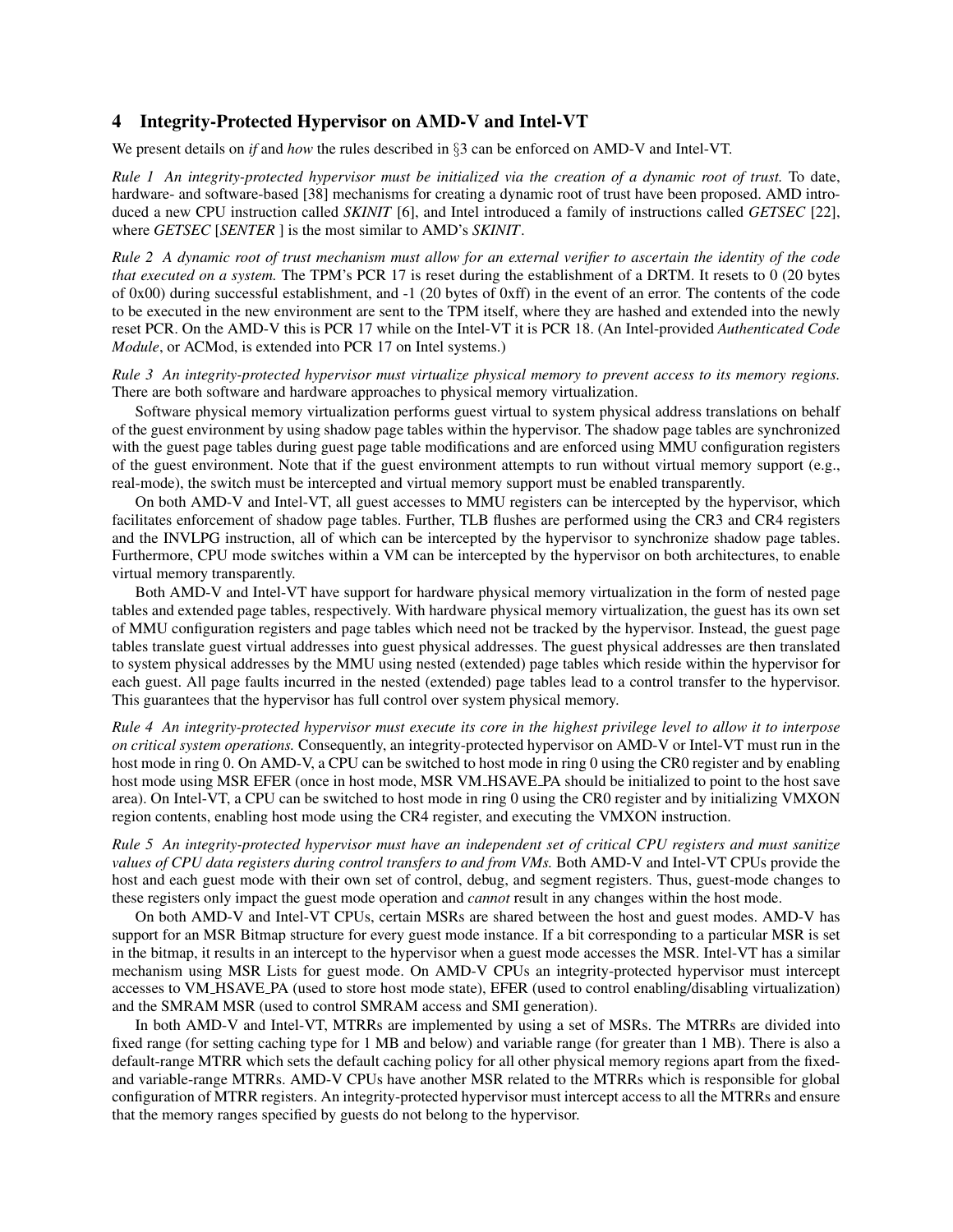## 4 Integrity-Protected Hypervisor on AMD-V and Intel-VT

We present details on *if* and *how* the rules described in §3 can be enforced on AMD-V and Intel-VT.

*Rule 1 An integrity-protected hypervisor must be initialized via the creation of a dynamic root of trust.* To date, hardware- and software-based [38] mechanisms for creating a dynamic root of trust have been proposed. AMD introduced a new CPU instruction called *SKINIT* [6], and Intel introduced a family of instructions called *GETSEC* [22], where *GETSEC* [*SENTER* ] is the most similar to AMD's *SKINIT*.

*Rule 2 A dynamic root of trust mechanism must allow for an external verifier to ascertain the identity of the code that executed on a system.* The TPM's PCR 17 is reset during the establishment of a DRTM. It resets to 0 (20 bytes of 0x00) during successful establishment, and -1 (20 bytes of 0xff) in the event of an error. The contents of the code to be executed in the new environment are sent to the TPM itself, where they are hashed and extended into the newly reset PCR. On the AMD-V this is PCR 17 while on the Intel-VT it is PCR 18. (An Intel-provided *Authenticated Code Module*, or ACMod, is extended into PCR 17 on Intel systems.)

*Rule 3 An integrity-protected hypervisor must virtualize physical memory to prevent access to its memory regions.* There are both software and hardware approaches to physical memory virtualization.

Software physical memory virtualization performs guest virtual to system physical address translations on behalf of the guest environment by using shadow page tables within the hypervisor. The shadow page tables are synchronized with the guest page tables during guest page table modifications and are enforced using MMU configuration registers of the guest environment. Note that if the guest environment attempts to run without virtual memory support (e.g., real-mode), the switch must be intercepted and virtual memory support must be enabled transparently.

On both AMD-V and Intel-VT, all guest accesses to MMU registers can be intercepted by the hypervisor, which facilitates enforcement of shadow page tables. Further, TLB flushes are performed using the CR3 and CR4 registers and the INVLPG instruction, all of which can be intercepted by the hypervisor to synchronize shadow page tables. Furthermore, CPU mode switches within a VM can be intercepted by the hypervisor on both architectures, to enable virtual memory transparently.

Both AMD-V and Intel-VT have support for hardware physical memory virtualization in the form of nested page tables and extended page tables, respectively. With hardware physical memory virtualization, the guest has its own set of MMU configuration registers and page tables which need not be tracked by the hypervisor. Instead, the guest page tables translate guest virtual addresses into guest physical addresses. The guest physical addresses are then translated to system physical addresses by the MMU using nested (extended) page tables which reside within the hypervisor for each guest. All page faults incurred in the nested (extended) page tables lead to a control transfer to the hypervisor. This guarantees that the hypervisor has full control over system physical memory.

*Rule 4 An integrity-protected hypervisor must execute its core in the highest privilege level to allow it to interpose on critical system operations.* Consequently, an integrity-protected hypervisor on AMD-V or Intel-VT must run in the host mode in ring 0. On AMD-V, a CPU can be switched to host mode in ring 0 using the CR0 register and by enabling host mode using MSR EFER (once in host mode, MSR VM_HSAVE_PA should be initialized to point to the host save area). On Intel-VT, a CPU can be switched to host mode in ring 0 using the CR0 register and by initializing VMXON region contents, enabling host mode using the CR4 register, and executing the VMXON instruction.

*Rule 5 An integrity-protected hypervisor must have an independent set of critical CPU registers and must sanitize values of CPU data registers during control transfers to and from VMs.* Both AMD-V and Intel-VT CPUs provide the host and each guest mode with their own set of control, debug, and segment registers. Thus, guest-mode changes to these registers only impact the guest mode operation and *cannot* result in any changes within the host mode.

On both AMD-V and Intel-VT CPUs, certain MSRs are shared between the host and guest modes. AMD-V has support for an MSR Bitmap structure for every guest mode instance. If a bit corresponding to a particular MSR is set in the bitmap, it results in an intercept to the hypervisor when a guest mode accesses the MSR. Intel-VT has a similar mechanism using MSR Lists for guest mode. On AMD-V CPUs an integrity-protected hypervisor must intercept accesses to VM_HSAVE_PA (used to store host mode state), EFER (used to control enabling/disabling virtualization) and the SMRAM MSR (used to control SMRAM access and SMI generation).

In both AMD-V and Intel-VT, MTRRs are implemented by using a set of MSRs. The MTRRs are divided into fixed range (for setting caching type for 1 MB and below) and variable range (for greater than 1 MB). There is also a default-range MTRR which sets the default caching policy for all other physical memory regions apart from the fixed- and variable-range MTRRs. AMD-V CPUs have another MSR related to the MTRRs which is responsible for global configuration of MTRR registers. An integrity-protected hypervisor must intercept access to all the MTRRs and ensure that the memory ranges specified by guests do not belong to the hypervisor.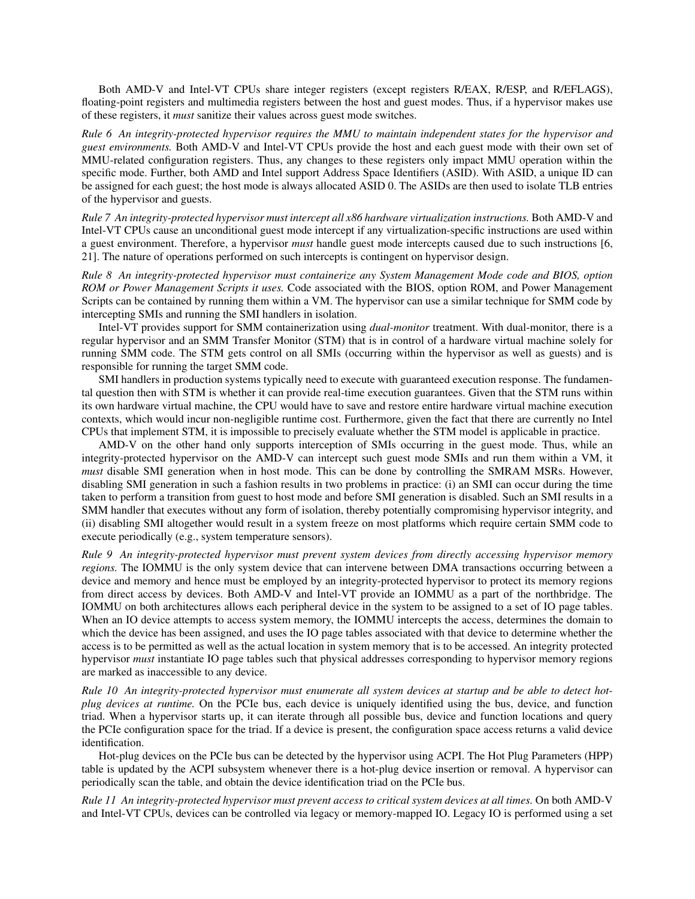Both AMD-V and Intel-VT CPUs share integer registers (except registers R/EAX, R/ESP, and R/EFLAGS), floating-point registers and multimedia registers between the host and guest modes. Thus, if a hypervisor makes use of these registers, it *must* sanitize their values across guest mode switches.

*Rule 6 An integrity-protected hypervisor requires the MMU to maintain independent states for the hypervisor and guest environments.* Both AMD-V and Intel-VT CPUs provide the host and each guest mode with their own set of MMU-related configuration registers. Thus, any changes to these registers only impact MMU operation within the specific mode. Further, both AMD and Intel support Address Space Identifiers (ASID). With ASID, a unique ID can be assigned for each guest; the host mode is always allocated ASID 0. The ASIDs are then used to isolate TLB entries of the hypervisor and guests.

*Rule 7 An integrity-protected hypervisor must intercept all x86 hardware virtualization instructions.* Both AMD-V and Intel-VT CPUs cause an unconditional guest mode intercept if any virtualization-specific instructions are used within a guest environment. Therefore, a hypervisor *must* handle guest mode intercepts caused due to such instructions [6, 21]. The nature of operations performed on such intercepts is contingent on hypervisor design.

*Rule 8 An integrity-protected hypervisor must containerize any System Management Mode code and BIOS, option ROM or Power Management Scripts it uses.* Code associated with the BIOS, option ROM, and Power Management Scripts can be contained by running them within a VM. The hypervisor can use a similar technique for SMM code by intercepting SMIs and running the SMI handlers in isolation.

Intel-VT provides support for SMM containerization using *dual-monitor* treatment. With dual-monitor, there is a regular hypervisor and an SMM Transfer Monitor (STM) that is in control of a hardware virtual machine solely for running SMM code. The STM gets control on all SMIs (occurring within the hypervisor as well as guests) and is responsible for running the target SMM code.

SMI handlers in production systems typically need to execute with guaranteed execution response. The fundamental question then with STM is whether it can provide real-time execution guarantees. Given that the STM runs within its own hardware virtual machine, the CPU would have to save and restore entire hardware virtual machine execution contexts, which would incur non-negligible runtime cost. Furthermore, given the fact that there are currently no Intel CPUs that implement STM, it is impossible to precisely evaluate whether the STM model is applicable in practice.

AMD-V on the other hand only supports interception of SMIs occurring in the guest mode. Thus, while an integrity-protected hypervisor on the AMD-V can intercept such guest mode SMIs and run them within a VM, it *must* disable SMI generation when in host mode. This can be done by controlling the SMRAM MSRs. However, disabling SMI generation in such a fashion results in two problems in practice: (i) an SMI can occur during the time taken to perform a transition from guest to host mode and before SMI generation is disabled. Such an SMI results in a SMM handler that executes without any form of isolation, thereby potentially compromising hypervisor integrity, and (ii) disabling SMI altogether would result in a system freeze on most platforms which require certain SMM code to execute periodically (e.g., system temperature sensors).

*Rule 9 An integrity-protected hypervisor must prevent system devices from directly accessing hypervisor memory regions.* The IOMMU is the only system device that can intervene between DMA transactions occurring between a device and memory and hence must be employed by an integrity-protected hypervisor to protect its memory regions from direct access by devices. Both AMD-V and Intel-VT provide an IOMMU as a part of the northbridge. The IOMMU on both architectures allows each peripheral device in the system to be assigned to a set of IO page tables. When an IO device attempts to access system memory, the IOMMU intercepts the access, determines the domain to which the device has been assigned, and uses the IO page tables associated with that device to determine whether the access is to be permitted as well as the actual location in system memory that is to be accessed. An integrity protected hypervisor *must* instantiate IO page tables such that physical addresses corresponding to hypervisor memory regions are marked as inaccessible to any device.

*Rule 10 An integrity-protected hypervisor must enumerate all system devices at startup and be able to detect hot-plug devices at runtime.* On the PCIe bus, each device is uniquely identified using the bus, device, and function triad. When a hypervisor starts up, it can iterate through all possible bus, device and function locations and query the PCIe configuration space for the triad. If a device is present, the configuration space access returns a valid device identification.

Hot-plug devices on the PCIe bus can be detected by the hypervisor using ACPI. The Hot Plug Parameters (HPP) table is updated by the ACPI subsystem whenever there is a hot-plug device insertion or removal. A hypervisor can periodically scan the table, and obtain the device identification triad on the PCIe bus.

*Rule 11 An integrity-protected hypervisor must prevent access to critical system devices at all times.* On both AMD-V and Intel-VT CPUs, devices can be controlled via legacy or memory-mapped IO. Legacy IO is performed using a set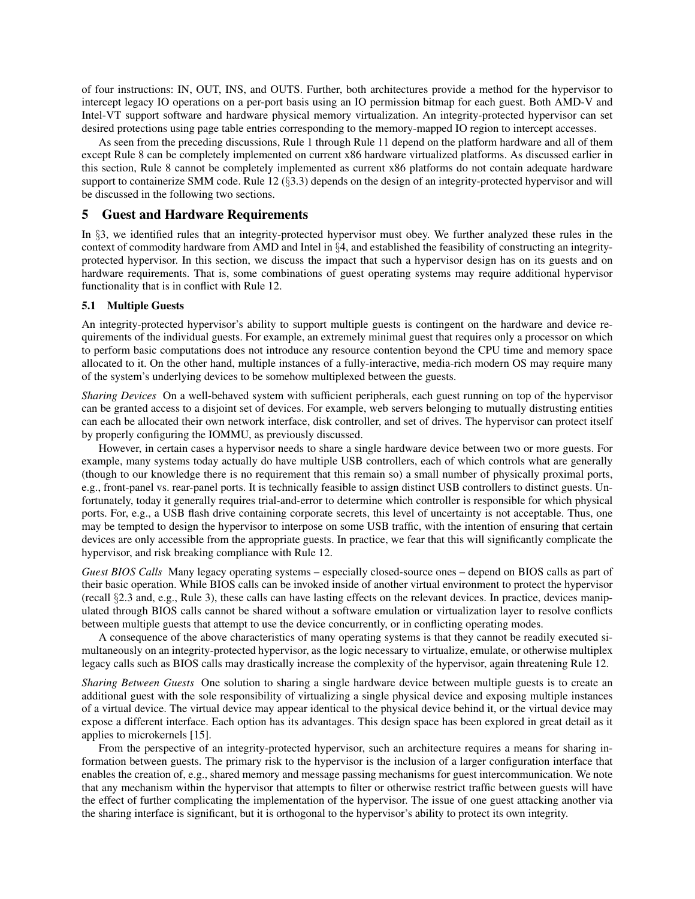of four instructions: IN, OUT, INS, and OUTS. Further, both architectures provide a method for the hypervisor to intercept legacy IO operations on a per-port basis using an IO permission bitmap for each guest. Both AMD-V and Intel-VT support software and hardware physical memory virtualization. An integrity-protected hypervisor can set desired protections using page table entries corresponding to the memory-mapped IO region to intercept accesses.

As seen from the preceding discussions, Rule 1 through Rule 11 depend on the platform hardware and all of them except Rule 8 can be completely implemented on current x86 hardware virtualized platforms. As discussed earlier in this section, Rule 8 cannot be completely implemented as current x86 platforms do not contain adequate hardware support to containerize SMM code. Rule 12 (§3.3) depends on the design of an integrity-protected hypervisor and will be discussed in the following two sections.

# 5 Guest and Hardware Requirements

In §3, we identified rules that an integrity-protected hypervisor must obey. We further analyzed these rules in the context of commodity hardware from AMD and Intel in §4, and established the feasibility of constructing an integrity-protected hypervisor. In this section, we discuss the impact that such a hypervisor design has on its guests and on hardware requirements. That is, some combinations of guest operating systems may require additional hypervisor functionality that is in conflict with Rule 12.

## 5.1 Multiple Guests

An integrity-protected hypervisor's ability to support multiple guests is contingent on the hardware and device requirements of the individual guests. For example, an extremely minimal guest that requires only a processor on which to perform basic computations does not introduce any resource contention beyond the CPU time and memory space allocated to it. On the other hand, multiple instances of a fully-interactive, media-rich modern OS may require many of the system's underlying devices to be somehow multiplexed between the guests.

*Sharing Devices* On a well-behaved system with sufficient peripherals, each guest running on top of the hypervisor can be granted access to a disjoint set of devices. For example, web servers belonging to mutually distrusting entities can each be allocated their own network interface, disk controller, and set of drives. The hypervisor can protect itself by properly configuring the IOMMU, as previously discussed.

However, in certain cases a hypervisor needs to share a single hardware device between two or more guests. For example, many systems today actually do have multiple USB controllers, each of which controls what are generally (though to our knowledge there is no requirement that this remain so) a small number of physically proximal ports, e.g., front-panel vs. rear-panel ports. It is technically feasible to assign distinct USB controllers to distinct guests. Unfortunately, today it generally requires trial-and-error to determine which controller is responsible for which physical ports. For, e.g., a USB flash drive containing corporate secrets, this level of uncertainty is not acceptable. Thus, one may be tempted to design the hypervisor to interpose on some USB traffic, with the intention of ensuring that certain devices are only accessible from the appropriate guests. In practice, we fear that this will significantly complicate the hypervisor, and risk breaking compliance with Rule 12.

*Guest BIOS Calls* Many legacy operating systems – especially closed-source ones – depend on BIOS calls as part of their basic operation. While BIOS calls can be invoked inside of another virtual environment to protect the hypervisor (recall §2.3 and, e.g., Rule 3), these calls can have lasting effects on the relevant devices. In practice, devices manipulated through BIOS calls cannot be shared without a software emulation or virtualization layer to resolve conflicts between multiple guests that attempt to use the device concurrently, or in conflicting operating modes.

A consequence of the above characteristics of many operating systems is that they cannot be readily executed simultaneously on an integrity-protected hypervisor, as the logic necessary to virtualize, emulate, or otherwise multiplex legacy calls such as BIOS calls may drastically increase the complexity of the hypervisor, again threatening Rule 12.

*Sharing Between Guests* One solution to sharing a single hardware device between multiple guests is to create an additional guest with the sole responsibility of virtualizing a single physical device and exposing multiple instances of a virtual device. The virtual device may appear identical to the physical device behind it, or the virtual device may expose a different interface. Each option has its advantages. This design space has been explored in great detail as it applies to microkernels [15].

From the perspective of an integrity-protected hypervisor, such an architecture requires a means for sharing information between guests. The primary risk to the hypervisor is the inclusion of a larger configuration interface that enables the creation of, e.g., shared memory and message passing mechanisms for guest intercommunication. We note that any mechanism within the hypervisor that attempts to filter or otherwise restrict traffic between guests will have the effect of further complicating the implementation of the hypervisor. The issue of one guest attacking another via the sharing interface is significant, but it is orthogonal to the hypervisor's ability to protect its own integrity.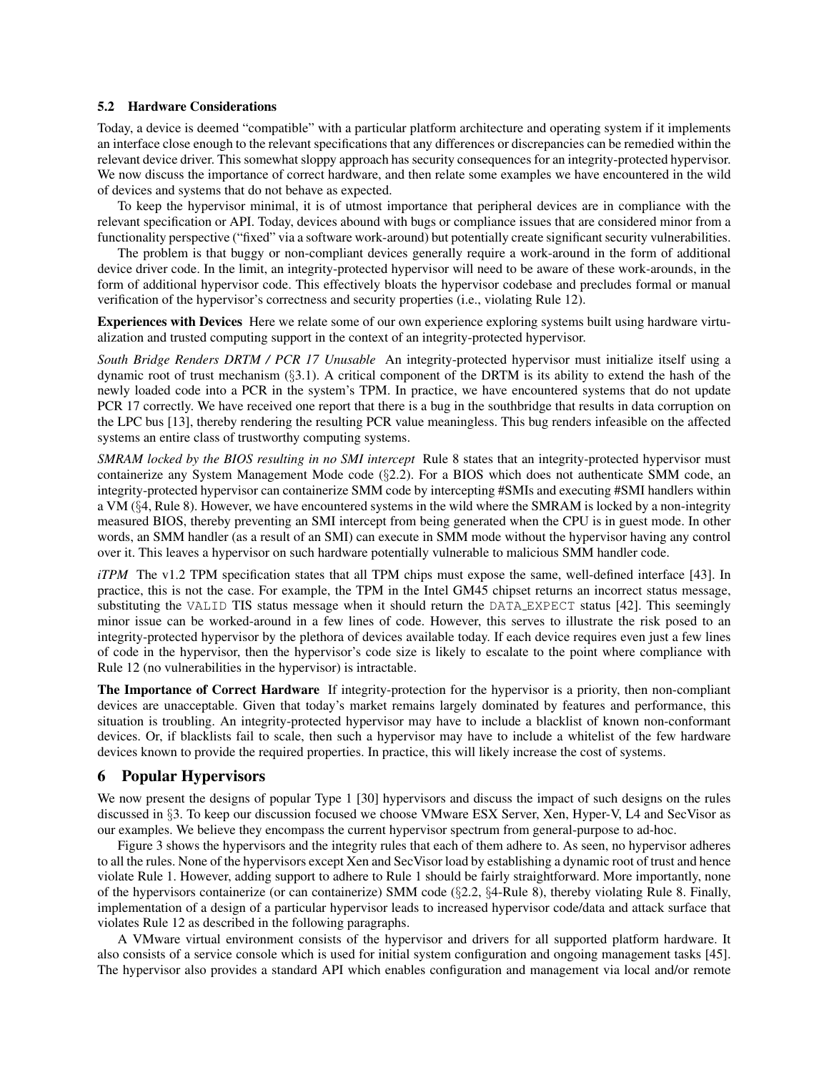### 5.2 Hardware Considerations

Today, a device is deemed "compatible" with a particular platform architecture and operating system if it implements an interface close enough to the relevant specifications that any differences or discrepancies can be remedied within the relevant device driver. This somewhat sloppy approach has security consequences for an integrity-protected hypervisor. We now discuss the importance of correct hardware, and then relate some examples we have encountered in the wild of devices and systems that do not behave as expected.

To keep the hypervisor minimal, it is of utmost importance that peripheral devices are in compliance with the relevant specification or API. Today, devices abound with bugs or compliance issues that are considered minor from a functionality perspective ("fixed" via a software work-around) but potentially create significant security vulnerabilities.

The problem is that buggy or non-compliant devices generally require a work-around in the form of additional device driver code. In the limit, an integrity-protected hypervisor will need to be aware of these work-arounds, in the form of additional hypervisor code. This effectively bloats the hypervisor codebase and precludes formal or manual verification of the hypervisor's correctness and security properties (i.e., violating Rule 12).

**Experiences with Devices** Here we relate some of our own experience exploring systems built using hardware virtualization and trusted computing support in the context of an integrity-protected hypervisor.

*South Bridge Renders DRTM / PCR 17 Unusable* An integrity-protected hypervisor must initialize itself using a dynamic root of trust mechanism (§3.1). A critical component of the DRTM is its ability to extend the hash of the newly loaded code into a PCR in the system's TPM. In practice, we have encountered systems that do not update PCR 17 correctly. We have received one report that there is a bug in the southbridge that results in data corruption on the LPC bus [13], thereby rendering the resulting PCR value meaningless. This bug renders infeasible on the affected systems an entire class of trustworthy computing systems.

*SMRAM locked by the BIOS resulting in no SMI intercept* Rule 8 states that an integrity-protected hypervisor must containerize any System Management Mode code (§2.2). For a BIOS which does not authenticate SMM code, an integrity-protected hypervisor can containerize SMM code by intercepting #SMIs and executing #SMI handlers within a VM (§4, Rule 8). However, we have encountered systems in the wild where the SMRAM is locked by a non-integrity measured BIOS, thereby preventing an SMI intercept from being generated when the CPU is in guest mode. In other words, an SMM handler (as a result of an SMI) can execute in SMM mode without the hypervisor having any control over it. This leaves a hypervisor on such hardware potentially vulnerable to malicious SMM handler code.

*iTPM* The v1.2 TPM specification states that all TPM chips must expose the same, well-defined interface [43]. In practice, this is not the case. For example, the TPM in the Intel GM45 chipset returns an incorrect status message, substituting the `VALID` TIS status message when it should return the `DATA_EXPECT` status [42]. This seemingly minor issue can be worked-around in a few lines of code. However, this serves to illustrate the risk posed to an integrity-protected hypervisor by the plethora of devices available today. If each device requires even just a few lines of code in the hypervisor, then the hypervisor's code size is likely to escalate to the point where compliance with Rule 12 (no vulnerabilities in the hypervisor) is intractable.

**The Importance of Correct Hardware** If integrity-protection for the hypervisor is a priority, then non-compliant devices are unacceptable. Given that today's market remains largely dominated by features and performance, this situation is troubling. An integrity-protected hypervisor may have to include a blacklist of known non-conformant devices. Or, if blacklists fail to scale, then such a hypervisor may have to include a whitelist of the few hardware devices known to provide the required properties. In practice, this will likely increase the cost of systems.

## 6 Popular Hypervisors

We now present the designs of popular Type 1 [30] hypervisors and discuss the impact of such designs on the rules discussed in §3. To keep our discussion focused we choose VMware ESX Server, Xen, Hyper-V, L4 and SecVisor as our examples. We believe they encompass the current hypervisor spectrum from general-purpose to ad-hoc.

Figure 3 shows the hypervisors and the integrity rules that each of them adhere to. As seen, no hypervisor adheres to all the rules. None of the hypervisors except Xen and SecVisor load by establishing a dynamic root of trust and hence violate Rule 1. However, adding support to adhere to Rule 1 should be fairly straightforward. More importantly, none of the hypervisors containerize (or can containerize) SMM code (§2.2, §4-Rule 8), thereby violating Rule 8. Finally, implementation of a design of a particular hypervisor leads to increased hypervisor code/data and attack surface that violates Rule 12 as described in the following paragraphs.

A VMware virtual environment consists of the hypervisor and drivers for all supported platform hardware. It also consists of a service console which is used for initial system configuration and ongoing management tasks [45]. The hypervisor also provides a standard API which enables configuration and management via local and/or remote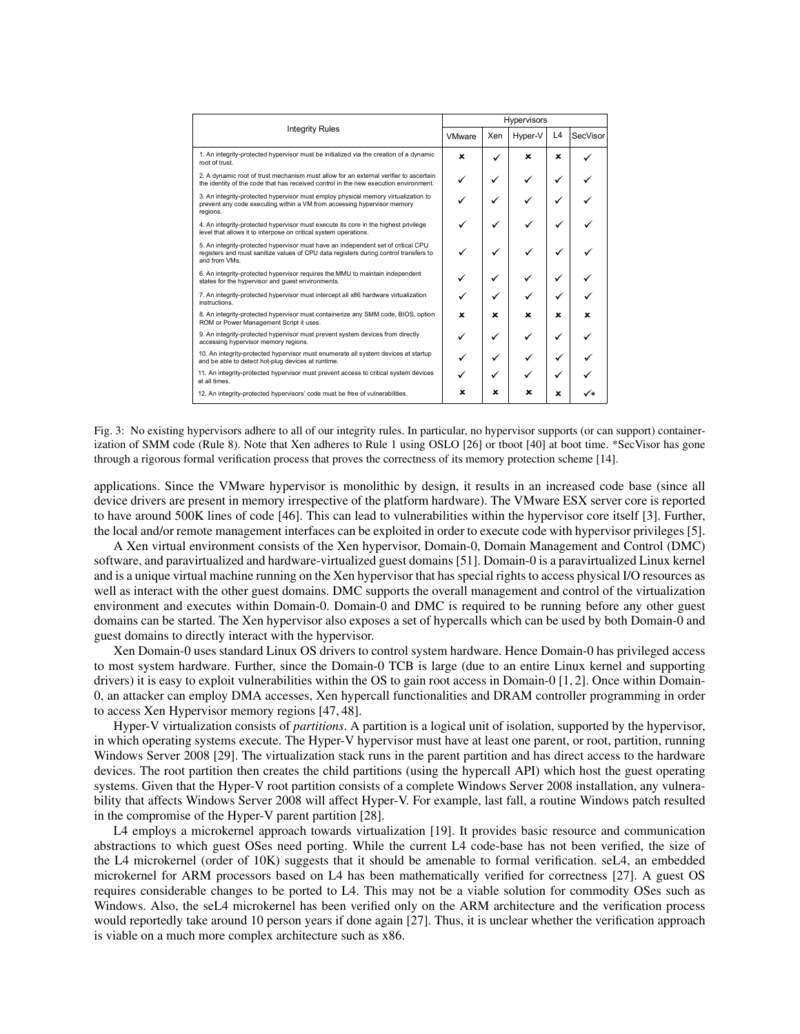| Integrity Rules | Hypervisors | | | | |
|---|---|---|---|---|---|
| | VMware | Xen | Hyper-V | L4 | SecVisor |
| 1. An integrity-protected hypervisor must be initialized via the creation of a dynamic root of trust. | ✗ | ✓ | ✗ | ✗ | ✓ |
| 2. A dynamic root of trust mechanism must allow for an external verifier to ascertain the identity of the code that has received control in the new execution environment. | ✓ | ✓ | ✓ | ✓ | ✓ |
| 3. An integrity-protected hypervisor must employ physical memory virtualization to prevent any code executing within a VM from accessing hypervisor memory regions. | ✓ | ✓ | ✓ | ✓ | ✓ |
| 4. An integrity-protected hypervisor must execute its core in the highest privilege level that allows it to interpose on critical system operations. | ✓ | ✓ | ✓ | ✓ | ✓ |
| 5. An integrity-protected hypervisor must have an independent set of critical CPU registers and must sanitize values of CPU data registers during control transfers to and from VMs. | ✓ | ✓ | ✓ | ✓ | ✓ |
| 6. An integrity-protected hypervisor requires the MMU to maintain independent states for the hypervisor and guest environments. | ✓ | ✓ | ✓ | ✓ | ✓ |
| 7. An integrity-protected hypervisor must intercept all x86 hardware virtualization instructions. | ✓ | ✓ | ✓ | ✓ | ✓ |
| 8. An integrity-protected hypervisor must containerize any SMM code, BIOS, option ROM or Power Management Script it uses. | ✗ | ✗ | ✗ | ✗ | ✗ |
| 9. An integrity-protected hypervisor must prevent system devices from directly accessing hypervisor memory regions. | ✓ | ✓ | ✓ | ✓ | ✓ |
| 10. An integrity-protected hypervisor must enumerate all system devices at startup and be able to detect hot-plug devices at runtime. | ✓ | ✓ | ✓ | ✓ | ✓ |
| 11. An integrity-protected hypervisor must prevent access to critical system devices at all times. | ✓ | ✓ | ✓ | ✓ | ✓ |
| 12. An integrity-protected hypervisors' code must be free of vulnerabilities. | ✗ | ✗ | ✗ | ✗ | ✓* |

Fig. 3: No existing hypervisors adhere to all of our integrity rules. In particular, no hypervisor supports (or can support) containerization of SMM code (Rule 8). Note that Xen adheres to Rule 1 using OSLO [26] or tboot [40] at boot time. *SecVisor has gone through a rigorous formal verification process that proves the correctness of its memory protection scheme [14].

applications. Since the VMware hypervisor is monolithic by design, it results in an increased code base (since all device drivers are present in memory irrespective of the platform hardware). The VMware ESX server core is reported to have around 500K lines of code [46]. This can lead to vulnerabilities within the hypervisor core itself [3]. Further, the local and/or remote management interfaces can be exploited in order to execute code with hypervisor privileges [5].

A Xen virtual environment consists of the Xen hypervisor, Domain-0, Domain Management and Control (DMC) software, and paravirtualized and hardware-virtualized guest domains [51]. Domain-0 is a paravirtualized Linux kernel and is a unique virtual machine running on the Xen hypervisor that has special rights to access physical I/O resources as well as interact with the other guest domains. DMC supports the overall management and control of the virtualization environment and executes within Domain-0. Domain-0 and DMC is required to be running before any other guest domains can be started. The Xen hypervisor also exposes a set of hypercalls which can be used by both Domain-0 and guest domains to directly interact with the hypervisor.

Xen Domain-0 uses standard Linux OS drivers to control system hardware. Hence Domain-0 has privileged access to most system hardware. Further, since the Domain-0 TCB is large (due to an entire Linux kernel and supporting drivers) it is easy to exploit vulnerabilities within the OS to gain root access in Domain-0 [1, 2]. Once within Domain-0, an attacker can employ DMA accesses, Xen hypercall functionalities and DRAM controller programming in order to access Xen Hypervisor memory regions [47, 48].

Hyper-V virtualization consists of *partitions*. A partition is a logical unit of isolation, supported by the hypervisor, in which operating systems execute. The Hyper-V hypervisor must have at least one parent, or root, partition, running Windows Server 2008 [29]. The virtualization stack runs in the parent partition and has direct access to the hardware devices. The root partition then creates the child partitions (using the hypercall API) which host the guest operating systems. Given that the Hyper-V root partition consists of a complete Windows Server 2008 installation, any vulnerability that affects Windows Server 2008 will affect Hyper-V. For example, last fall, a routine Windows patch resulted in the compromise of the Hyper-V parent partition [28].

L4 employs a microkernel approach towards virtualization [19]. It provides basic resource and communication abstractions to which guest OSes need porting. While the current L4 code-base has not been verified, the size of the L4 microkernel (order of 10K) suggests that it should be amenable to formal verification. seL4, an embedded microkernel for ARM processors based on L4 has been mathematically verified for correctness [27]. A guest OS requires considerable changes to be ported to L4. This may not be a viable solution for commodity OSes such as Windows. Also, the seL4 microkernel has been verified only on the ARM architecture and the verification process would reportedly take around 10 person years if done again [27]. Thus, it is unclear whether the verification approach is viable on a much more complex architecture such as x86.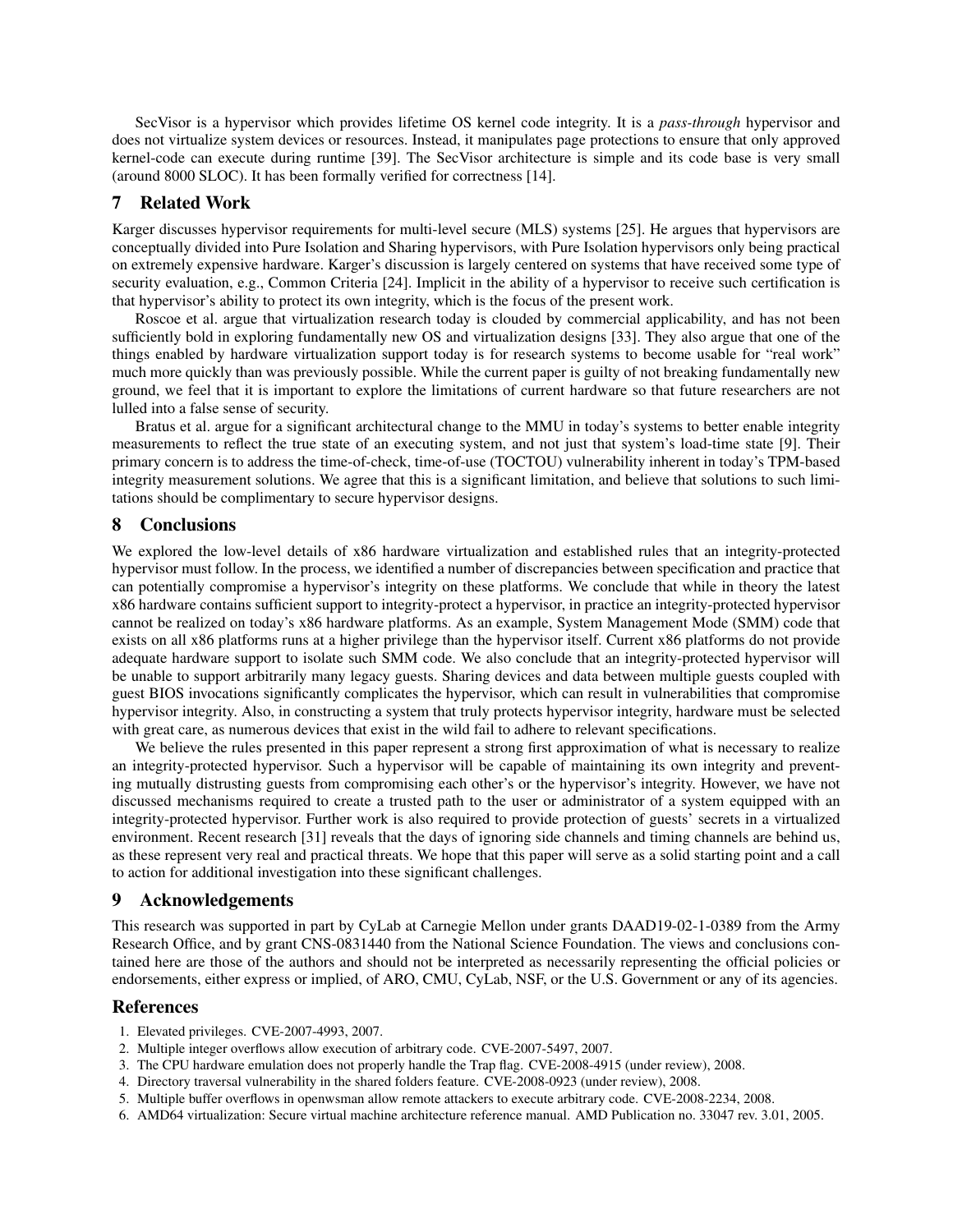SecVisor is a hypervisor which provides lifetime OS kernel code integrity. It is a *pass-through* hypervisor and does not virtualize system devices or resources. Instead, it manipulates page protections to ensure that only approved kernel-code can execute during runtime [39]. The SecVisor architecture is simple and its code base is very small (around 8000 SLOC). It has been formally verified for correctness [14].

## 7 Related Work

Karger discusses hypervisor requirements for multi-level secure (MLS) systems [25]. He argues that hypervisors are conceptually divided into Pure Isolation and Sharing hypervisors, with Pure Isolation hypervisors only being practical on extremely expensive hardware. Karger's discussion is largely centered on systems that have received some type of security evaluation, e.g., Common Criteria [24]. Implicit in the ability of a hypervisor to receive such certification is that hypervisor's ability to protect its own integrity, which is the focus of the present work.

Roscoe et al. argue that virtualization research today is clouded by commercial applicability, and has not been sufficiently bold in exploring fundamentally new OS and virtualization designs [33]. They also argue that one of the things enabled by hardware virtualization support today is for research systems to become usable for "real work" much more quickly than was previously possible. While the current paper is guilty of not breaking fundamentally new ground, we feel that it is important to explore the limitations of current hardware so that future researchers are not lulled into a false sense of security.

Bratus et al. argue for a significant architectural change to the MMU in today's systems to better enable integrity measurements to reflect the true state of an executing system, and not just that system's load-time state [9]. Their primary concern is to address the time-of-check, time-of-use (TOCTOU) vulnerability inherent in today's TPM-based integrity measurement solutions. We agree that this is a significant limitation, and believe that solutions to such limitations should be complimentary to secure hypervisor designs.

## 8 Conclusions

We explored the low-level details of x86 hardware virtualization and established rules that an integrity-protected hypervisor must follow. In the process, we identified a number of discrepancies between specification and practice that can potentially compromise a hypervisor's integrity on these platforms. We conclude that while in theory the latest x86 hardware contains sufficient support to integrity-protect a hypervisor, in practice an integrity-protected hypervisor cannot be realized on today's x86 hardware platforms. As an example, System Management Mode (SMM) code that exists on all x86 platforms runs at a higher privilege than the hypervisor itself. Current x86 platforms do not provide adequate hardware support to isolate such SMM code. We also conclude that an integrity-protected hypervisor will be unable to support arbitrarily many legacy guests. Sharing devices and data between multiple guests coupled with guest BIOS invocations significantly complicates the hypervisor, which can result in vulnerabilities that compromise hypervisor integrity. Also, in constructing a system that truly protects hypervisor integrity, hardware must be selected with great care, as numerous devices that exist in the wild fail to adhere to relevant specifications.

We believe the rules presented in this paper represent a strong first approximation of what is necessary to realize an integrity-protected hypervisor. Such a hypervisor will be capable of maintaining its own integrity and preventing mutually distrusting guests from compromising each other's or the hypervisor's integrity. However, we have not discussed mechanisms required to create a trusted path to the user or administrator of a system equipped with an integrity-protected hypervisor. Further work is also required to provide protection of guests' secrets in a virtualized environment. Recent research [31] reveals that the days of ignoring side channels and timing channels are behind us, as these represent very real and practical threats. We hope that this paper will serve as a solid starting point and a call to action for additional investigation into these significant challenges.

## 9 Acknowledgements

This research was supported in part by CyLab at Carnegie Mellon under grants DAAD19-02-1-0389 from the Army Research Office, and by grant CNS-0831440 from the National Science Foundation. The views and conclusions contained here are those of the authors and should not be interpreted as necessarily representing the official policies or endorsements, either express or implied, of ARO, CMU, CyLab, NSF, or the U.S. Government or any of its agencies.

## References

1. Elevated privileges. CVE-2007-4993, 2007.
2. Multiple integer overflows allow execution of arbitrary code. CVE-2007-5497, 2007.
3. The CPU hardware emulation does not properly handle the Trap flag. CVE-2008-4915 (under review), 2008.
4. Directory traversal vulnerability in the shared folders feature. CVE-2008-0923 (under review), 2008.
5. Multiple buffer overflows in openwsman allow remote attackers to execute arbitrary code. CVE-2008-2234, 2008.
6. AMD64 virtualization: Secure virtual machine architecture reference manual. AMD Publication no. 33047 rev. 3.01, 2005.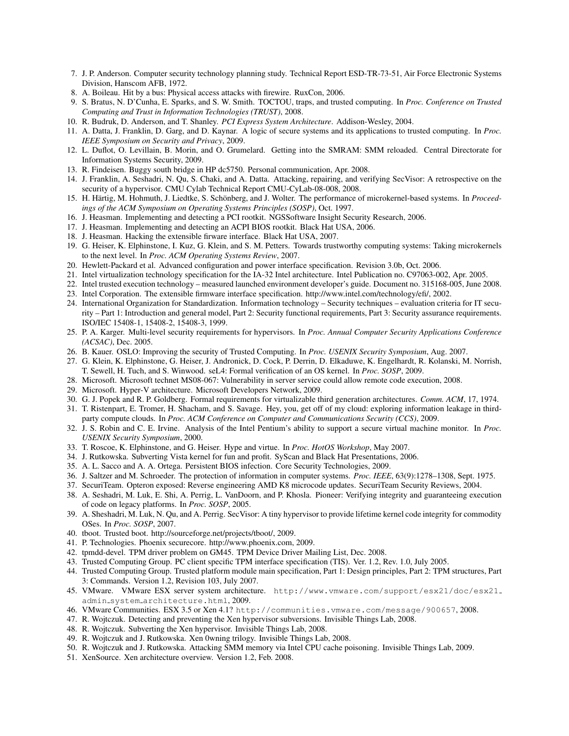7. J. P. Anderson. Computer security technology planning study. Technical Report ESD-TR-73-51, Air Force Electronic Systems Division, Hanscom AFB, 1972.
8. A. Boileau. Hit by a bus: Physical access attacks with firewire. RuxCon, 2006.
9. S. Bratus, N. D'Cunha, E. Sparks, and S. W. Smith. TOCTOU, traps, and trusted computing. In *Proc. Conference on Trusted Computing and Trust in Information Technologies (TRUST)*, 2008.
10. R. Budruk, D. Anderson, and T. Shanley. *PCI Express System Architecture*. Addison-Wesley, 2004.
11. A. Datta, J. Franklin, D. Garg, and D. Kaynar. A logic of secure systems and its applications to trusted computing. In *Proc. IEEE Symposium on Security and Privacy*, 2009.
12. L. Duflot, O. Levillain, B. Morin, and O. Grumelard. Getting into the SMRAM: SMM reloaded. Central Directorate for Information Systems Security, 2009.
13. R. Findeisen. Buggy south bridge in HP dc5750. Personal communication, Apr. 2008.
14. J. Franklin, A. Seshadri, N. Qu, S. Chaki, and A. Datta. Attacking, repairing, and verifying SecVisor: A retrospective on the security of a hypervisor. CMU Cylab Technical Report CMU-CyLab-08-008, 2008.
15. H. Härtig, M. Hohmuth, J. Liedtke, S. Schönberg, and J. Wolter. The performance of microkernel-based systems. In *Proceedings of the ACM Symposium on Operating Systems Principles (SOSP)*, Oct. 1997.
16. J. Heasman. Implementing and detecting a PCI rootkit. NGSSoftware Insight Security Research, 2006.
17. J. Heasman. Implementing and detecting an ACPI BIOS rootkit. Black Hat USA, 2006.
18. J. Heasman. Hacking the extensible firware interface. Black Hat USA, 2007.
19. G. Heiser, K. Elphinstone, I. Kuz, G. Klein, and S. M. Petters. Towards trustworthy computing systems: Taking microkernels to the next level. In *Proc. ACM Operating Systems Review*, 2007.
20. Hewlett-Packard et al. Advanced configuration and power interface specification. Revision 3.0b, Oct. 2006.
21. Intel virtualization technology specification for the IA-32 Intel architecture. Intel Publication no. C97063-002, Apr. 2005.
22. Intel trusted execution technology – measured launched environment developer's guide. Document no. 315168-005, June 2008.
23. Intel Corporation. The extensible firmware interface specification. http://www.intel.com/technology/efi/, 2002.
24. International Organization for Standardization. Information technology – Security techniques – evaluation criteria for IT security – Part 1: Introduction and general model, Part 2: Security functional requirements, Part 3: Security assurance requirements. ISO/IEC 15408-1, 15408-2, 15408-3, 1999.
25. P. A. Karger. Multi-level security requirements for hypervisors. In *Proc. Annual Computer Security Applications Conference (ACSAC)*, Dec. 2005.
26. B. Kauer. OSLO: Improving the security of Trusted Computing. In *Proc. USENIX Security Symposium*, Aug. 2007.
27. G. Klein, K. Elphinstone, G. Heiser, J. Andronick, D. Cock, P. Derrin, D. Elkaduwe, K. Engelhardt, R. Kolanski, M. Norrish, T. Sewell, H. Tuch, and S. Winwood. seL4: Formal verification of an OS kernel. In *Proc. SOSP*, 2009.
28. Microsoft. Microsoft technet MS08-067: Vulnerability in server service could allow remote code execution, 2008.
29. Microsoft. Hyper-V architecture. Microsoft Developers Network, 2009.
30. G. J. Popek and R. P. Goldberg. Formal requirements for virtualizable third generation architectures. *Comm. ACM*, 17, 1974.
31. T. Ristenpart, E. Tromer, H. Shacham, and S. Savage. Hey, you, get off of my cloud: exploring information leakage in third-party compute clouds. In *Proc. ACM Conference on Computer and Communications Security (CCS)*, 2009.
32. J. S. Robin and C. E. Irvine. Analysis of the Intel Pentium's ability to support a secure virtual machine monitor. In *Proc. USENIX Security Symposium*, 2000.
33. T. Roscoe, K. Elphinstone, and G. Heiser. Hype and virtue. In *Proc. HotOS Workshop*, May 2007.
34. J. Rutkowska. Subverting Vista kernel for fun and profit. SyScan and Black Hat Presentations, 2006.
35. A. L. Sacco and A. A. Ortega. Persistent BIOS infection. Core Security Technologies, 2009.
36. J. Saltzer and M. Schroeder. The protection of information in computer systems. *Proc. IEEE*, 63(9):1278–1308, Sept. 1975.
37. SecuriTeam. Opteron exposed: Reverse engineering AMD K8 microcode updates. SecuriTeam Security Reviews, 2004.
38. A. Seshadri, M. Luk, E. Shi, A. Perrig, L. VanDoorn, and P. Khosla. Pioneer: Verifying integrity and guaranteeing execution of code on legacy platforms. In *Proc. SOSP*, 2005.
39. A. Sheshadri, M. Luk, N. Qu, and A. Perrig. SecVisor: A tiny hypervisor to provide lifetime kernel code integrity for commodity OSes. In *Proc. SOSP*, 2007.
40. tboot. Trusted boot. http://sourceforge.net/projects/tboot/, 2009.
41. P. Technologies. Phoenix securecore. http://www.phoenix.com, 2009.
42. tpmdd-devel. TPM driver problem on GM45. TPM Device Driver Mailing List, Dec. 2008.
43. Trusted Computing Group. PC client specific TPM interface specification (TIS). Ver. 1.2, Rev. 1.0, July 2005.
44. Trusted Computing Group. Trusted platform module main specification, Part 1: Design principles, Part 2: TPM structures, Part 3: Commands. Version 1.2, Revision 103, July 2007.
45. VMware. VMware ESX server system architecture. `http://www.vmware.com/support/esx21/doc/esx21_admin_system_architecture.html`, 2009.
46. VMware Communities. ESX 3.5 or Xen 4.1? `http://communities.vmware.com/message/900657`, 2008.
47. R. Wojtczuk. Detecting and preventing the Xen hypervisor subversions. Invisible Things Lab, 2008.
48. R. Wojtczuk. Subverting the Xen hypervisor. Invisible Things Lab, 2008.
49. R. Wojtczuk and J. Rutkowska. Xen 0wning trilogy. Invisible Things Lab, 2008.
50. R. Wojtczuk and J. Rutkowska. Attacking SMM memory via Intel CPU cache poisoning. Invisible Things Lab, 2009.
51. XenSource. Xen architecture overview. Version 1.2, Feb. 2008.